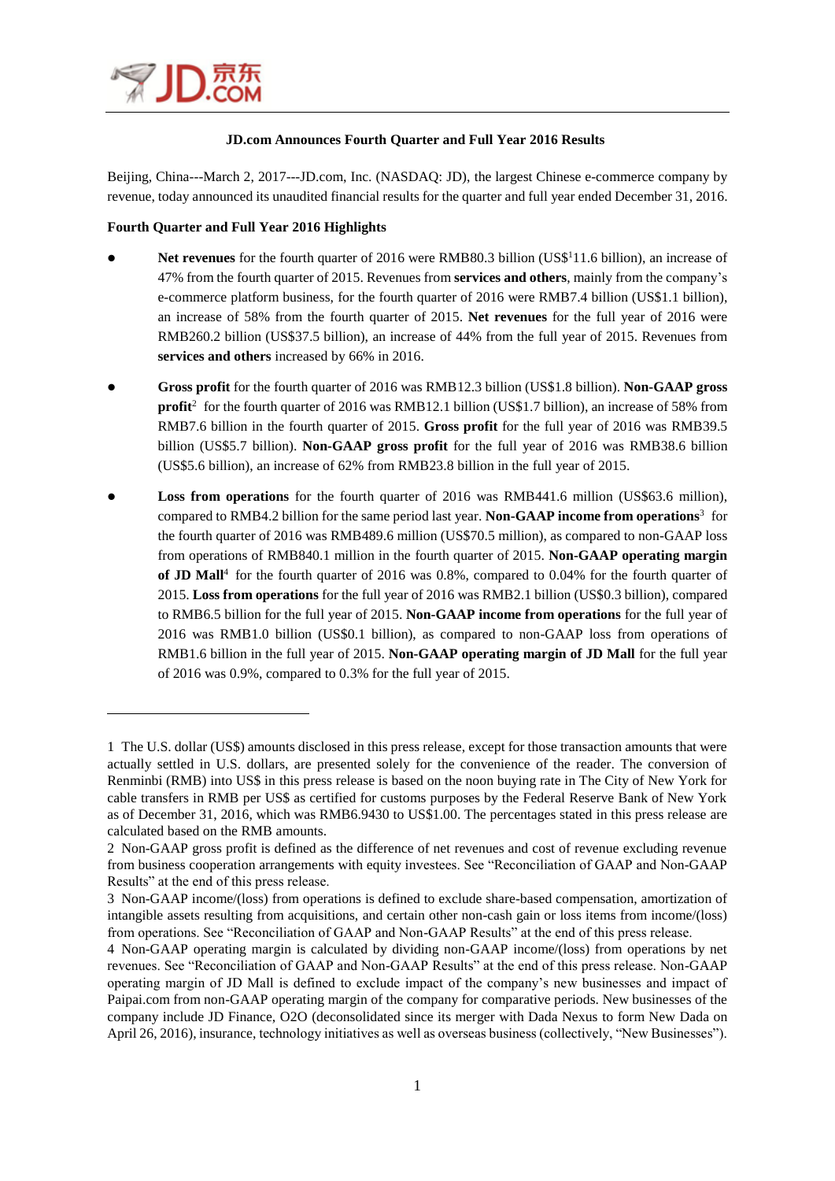**JD.com Announces Fourth Quarter and Full Year 2016 Results**

Beijing, China---March 2, 2017---JD.com, Inc. (NASDAQ: JD), the largest Chinese e-commerce company by revenue, today announced its unaudited financial results for the quarter and full year ended December 31, 2016.

**Fourth Quarter and Full Year 2016 Highlights**

- **Net revenues** for the fourth quarter of 2016 were RMB80.3 billion (US$[1]11.6 billion), an increase of 47% from the fourth quarter of 2015. Revenues from **services and others**, mainly from the company's e-commerce platform business, for the fourth quarter of 2016 were RMB7.4 billion (US$1.1 billion), an increase of 58% from the fourth quarter of 2015. **Net revenues** for the full year of 2016 were RMB260.2 billion (US$37.5 billion), an increase of 44% from the full year of 2015. Revenues from **services and others** increased by 66% in 2016.

- **Gross profit** for the fourth quarter of 2016 was RMB12.3 billion (US$1.8 billion). **Non-GAAP gross profit**[2] for the fourth quarter of 2016 was RMB12.1 billion (US$1.7 billion), an increase of 58% from RMB7.6 billion in the fourth quarter of 2015. **Gross profit** for the full year of 2016 was RMB39.5 billion (US$5.7 billion). **Non-GAAP gross profit** for the full year of 2016 was RMB38.6 billion (US$5.6 billion), an increase of 62% from RMB23.8 billion in the full year of 2015.

- **Loss from operations** for the fourth quarter of 2016 was RMB441.6 million (US$63.6 million), compared to RMB4.2 billion for the same period last year. **Non-GAAP income from operations**[3] for the fourth quarter of 2016 was RMB489.6 million (US$70.5 million), as compared to non-GAAP loss from operations of RMB840.1 million in the fourth quarter of 2015. **Non-GAAP operating margin of JD Mall**[4] for the fourth quarter of 2016 was 0.8%, compared to 0.04% for the fourth quarter of 2015. **Loss from operations** for the full year of 2016 was RMB2.1 billion (US$0.3 billion), compared to RMB6.5 billion for the full year of 2015. **Non-GAAP income from operations** for the full year of 2016 was RMB1.0 billion (US$0.1 billion), as compared to non-GAAP loss from operations of RMB1.6 billion in the full year of 2015. **Non-GAAP operating margin of JD Mall** for the full year of 2016 was 0.9%, compared to 0.3% for the full year of 2015.

---

1 The U.S. dollar (US$) amounts disclosed in this press release, except for those transaction amounts that were actually settled in U.S. dollars, are presented solely for the convenience of the reader. The conversion of Renminbi (RMB) into US$ in this press release is based on the noon buying rate in The City of New York for cable transfers in RMB per US$ as certified for customs purposes by the Federal Reserve Bank of New York as of December 31, 2016, which was RMB6.9430 to US$1.00. The percentages stated in this press release are calculated based on the RMB amounts.

2 Non-GAAP gross profit is defined as the difference of net revenues and cost of revenue excluding revenue from business cooperation arrangements with equity investees. See "Reconciliation of GAAP and Non-GAAP Results" at the end of this press release.

3 Non-GAAP income/(loss) from operations is defined to exclude share-based compensation, amortization of intangible assets resulting from acquisitions, and certain other non-cash gain or loss items from income/(loss) from operations. See "Reconciliation of GAAP and Non-GAAP Results" at the end of this press release.

4 Non-GAAP operating margin is calculated by dividing non-GAAP income/(loss) from operations by net revenues. See "Reconciliation of GAAP and Non-GAAP Results" at the end of this press release. Non-GAAP operating margin of JD Mall is defined to exclude impact of the company's new businesses and impact of Paipai.com from non-GAAP operating margin of the company for comparative periods. New businesses of the company include JD Finance, O2O (deconsolidated since its merger with Dada Nexus to form New Dada on April 26, 2016), insurance, technology initiatives as well as overseas business (collectively, "New Businesses").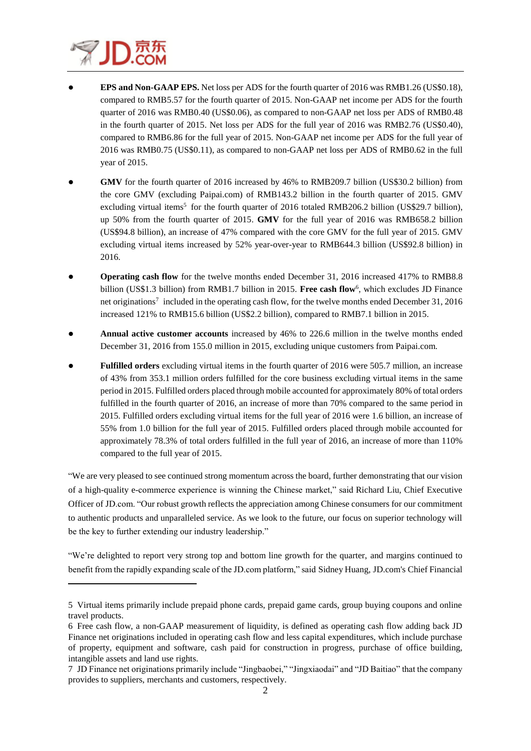- **EPS and Non-GAAP EPS.** Net loss per ADS for the fourth quarter of 2016 was RMB1.26 (US$0.18), compared to RMB5.57 for the fourth quarter of 2015. Non-GAAP net income per ADS for the fourth quarter of 2016 was RMB0.40 (US$0.06), as compared to non-GAAP net loss per ADS of RMB0.48 in the fourth quarter of 2015. Net loss per ADS for the full year of 2016 was RMB2.76 (US$0.40), compared to RMB6.86 for the full year of 2015. Non-GAAP net income per ADS for the full year of 2016 was RMB0.75 (US$0.11), as compared to non-GAAP net loss per ADS of RMB0.62 in the full year of 2015.

- **GMV** for the fourth quarter of 2016 increased by 46% to RMB209.7 billion (US$30.2 billion) from the core GMV (excluding Paipai.com) of RMB143.2 billion in the fourth quarter of 2015. GMV excluding virtual items[5] for the fourth quarter of 2016 totaled RMB206.2 billion (US$29.7 billion), up 50% from the fourth quarter of 2015. **GMV** for the full year of 2016 was RMB658.2 billion (US$94.8 billion), an increase of 47% compared with the core GMV for the full year of 2015. GMV excluding virtual items increased by 52% year-over-year to RMB644.3 billion (US$92.8 billion) in 2016.

- **Operating cash flow** for the twelve months ended December 31, 2016 increased 417% to RMB8.8 billion (US$1.3 billion) from RMB1.7 billion in 2015. **Free cash flow**[6], which excludes JD Finance net originations[7] included in the operating cash flow, for the twelve months ended December 31, 2016 increased 121% to RMB15.6 billion (US$2.2 billion), compared to RMB7.1 billion in 2015.

- **Annual active customer accounts** increased by 46% to 226.6 million in the twelve months ended December 31, 2016 from 155.0 million in 2015, excluding unique customers from Paipai.com.

- **Fulfilled orders** excluding virtual items in the fourth quarter of 2016 were 505.7 million, an increase of 43% from 353.1 million orders fulfilled for the core business excluding virtual items in the same period in 2015. Fulfilled orders placed through mobile accounted for approximately 80% of total orders fulfilled in the fourth quarter of 2016, an increase of more than 70% compared to the same period in 2015. Fulfilled orders excluding virtual items for the full year of 2016 were 1.6 billion, an increase of 55% from 1.0 billion for the full year of 2015. Fulfilled orders placed through mobile accounted for approximately 78.3% of total orders fulfilled in the full year of 2016, an increase of more than 110% compared to the full year of 2015.

"We are very pleased to see continued strong momentum across the board, further demonstrating that our vision of a high-quality e-commerce experience is winning the Chinese market," said Richard Liu, Chief Executive Officer of JD.com. "Our robust growth reflects the appreciation among Chinese consumers for our commitment to authentic products and unparalleled service. As we look to the future, our focus on superior technology will be the key to further extending our industry leadership."

"We're delighted to report very strong top and bottom line growth for the quarter, and margins continued to benefit from the rapidly expanding scale of the JD.com platform," said Sidney Huang, JD.com's Chief Financial

---

5 Virtual items primarily include prepaid phone cards, prepaid game cards, group buying coupons and online travel products.

6 Free cash flow, a non-GAAP measurement of liquidity, is defined as operating cash flow adding back JD Finance net originations included in operating cash flow and less capital expenditures, which include purchase of property, equipment and software, cash paid for construction in progress, purchase of office building, intangible assets and land use rights.

7 JD Finance net originations primarily include "Jingbaobei," "Jingxiaodai" and "JD Baitiao" that the company provides to suppliers, merchants and customers, respectively.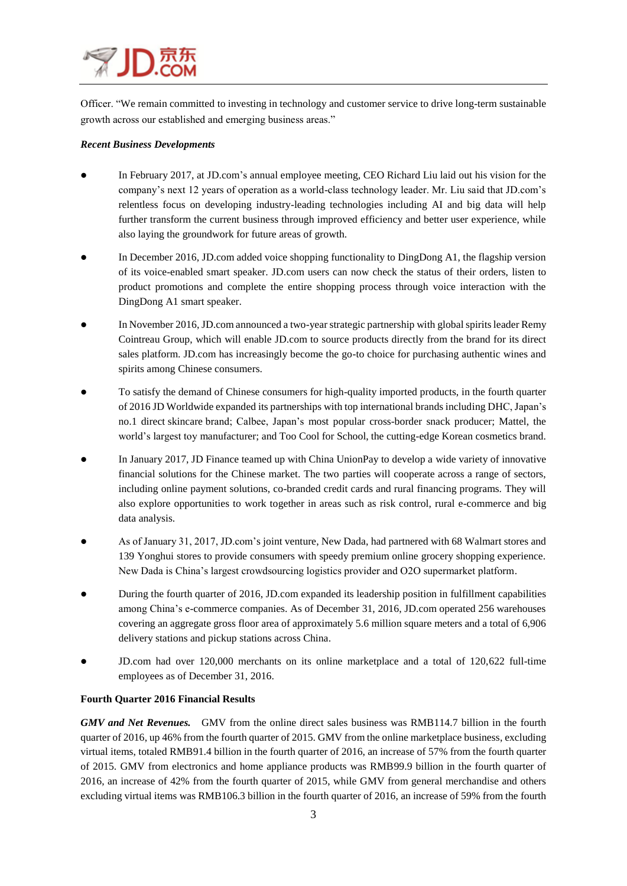Officer. "We remain committed to investing in technology and customer service to drive long-term sustainable growth across our established and emerging business areas."

***Recent Business Developments***

- In February 2017, at JD.com's annual employee meeting, CEO Richard Liu laid out his vision for the company's next 12 years of operation as a world-class technology leader. Mr. Liu said that JD.com's relentless focus on developing industry-leading technologies including AI and big data will help further transform the current business through improved efficiency and better user experience, while also laying the groundwork for future areas of growth.

- In December 2016, JD.com added voice shopping functionality to DingDong A1, the flagship version of its voice-enabled smart speaker. JD.com users can now check the status of their orders, listen to product promotions and complete the entire shopping process through voice interaction with the DingDong A1 smart speaker.

- In November 2016, JD.com announced a two-year strategic partnership with global spirits leader Remy Cointreau Group, which will enable JD.com to source products directly from the brand for its direct sales platform. JD.com has increasingly become the go-to choice for purchasing authentic wines and spirits among Chinese consumers.

- To satisfy the demand of Chinese consumers for high-quality imported products, in the fourth quarter of 2016 JD Worldwide expanded its partnerships with top international brands including DHC, Japan's no.1 direct skincare brand; Calbee, Japan's most popular cross-border snack producer; Mattel, the world's largest toy manufacturer; and Too Cool for School, the cutting-edge Korean cosmetics brand.

- In January 2017, JD Finance teamed up with China UnionPay to develop a wide variety of innovative financial solutions for the Chinese market. The two parties will cooperate across a range of sectors, including online payment solutions, co-branded credit cards and rural financing programs. They will also explore opportunities to work together in areas such as risk control, rural e-commerce and big data analysis.

- As of January 31, 2017, JD.com's joint venture, New Dada, had partnered with 68 Walmart stores and 139 Yonghui stores to provide consumers with speedy premium online grocery shopping experience. New Dada is China's largest crowdsourcing logistics provider and O2O supermarket platform.

- During the fourth quarter of 2016, JD.com expanded its leadership position in fulfillment capabilities among China's e-commerce companies. As of December 31, 2016, JD.com operated 256 warehouses covering an aggregate gross floor area of approximately 5.6 million square meters and a total of 6,906 delivery stations and pickup stations across China.

- JD.com had over 120,000 merchants on its online marketplace and a total of 120,622 full-time employees as of December 31, 2016.

**Fourth Quarter 2016 Financial Results**

***GMV and Net Revenues.*** GMV from the online direct sales business was RMB114.7 billion in the fourth quarter of 2016, up 46% from the fourth quarter of 2015. GMV from the online marketplace business, excluding virtual items, totaled RMB91.4 billion in the fourth quarter of 2016, an increase of 57% from the fourth quarter of 2015. GMV from electronics and home appliance products was RMB99.9 billion in the fourth quarter of 2016, an increase of 42% from the fourth quarter of 2015, while GMV from general merchandise and others excluding virtual items was RMB106.3 billion in the fourth quarter of 2016, an increase of 59% from the fourth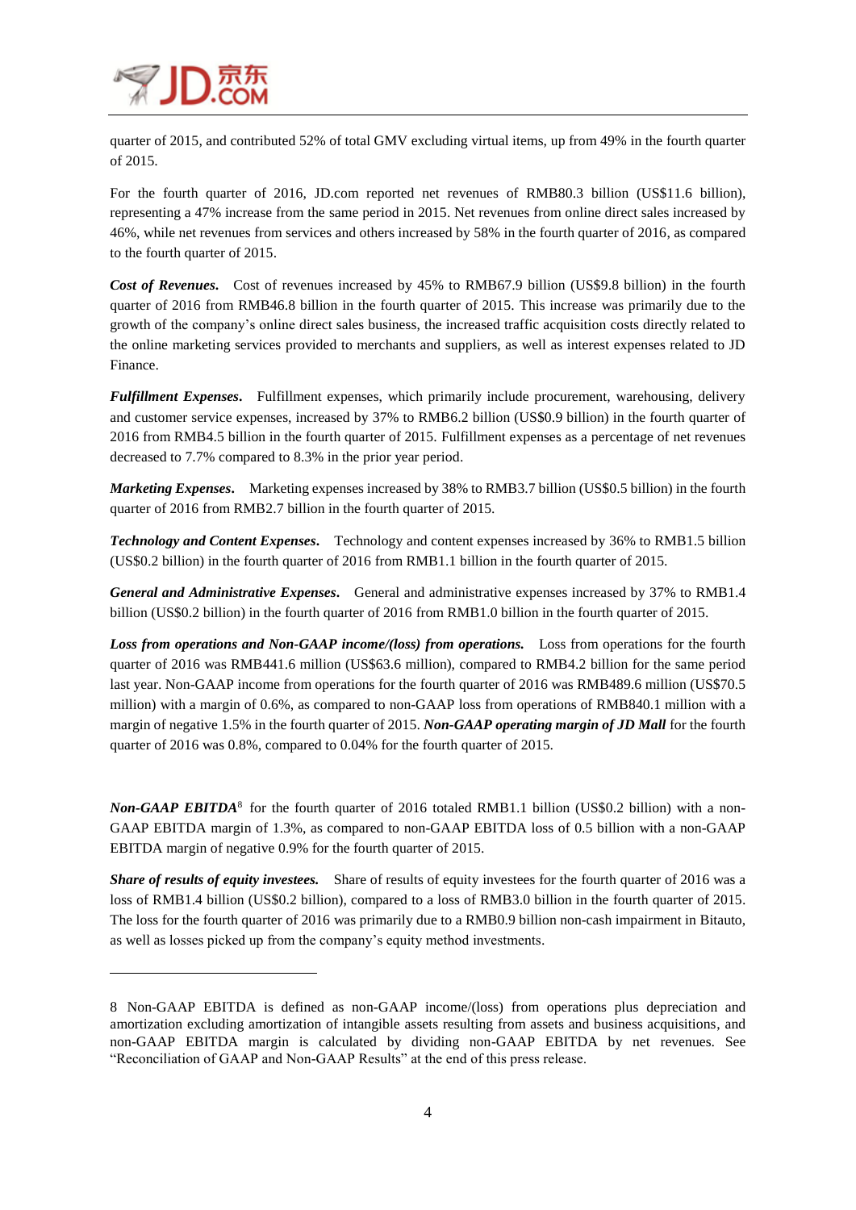quarter of 2015, and contributed 52% of total GMV excluding virtual items, up from 49% in the fourth quarter of 2015.

For the fourth quarter of 2016, JD.com reported net revenues of RMB80.3 billion (US$11.6 billion), representing a 47% increase from the same period in 2015. Net revenues from online direct sales increased by 46%, while net revenues from services and others increased by 58% in the fourth quarter of 2016, as compared to the fourth quarter of 2015.

***Cost of Revenues.*** Cost of revenues increased by 45% to RMB67.9 billion (US$9.8 billion) in the fourth quarter of 2016 from RMB46.8 billion in the fourth quarter of 2015. This increase was primarily due to the growth of the company's online direct sales business, the increased traffic acquisition costs directly related to the online marketing services provided to merchants and suppliers, as well as interest expenses related to JD Finance.

***Fulfillment Expenses.*** Fulfillment expenses, which primarily include procurement, warehousing, delivery and customer service expenses, increased by 37% to RMB6.2 billion (US$0.9 billion) in the fourth quarter of 2016 from RMB4.5 billion in the fourth quarter of 2015. Fulfillment expenses as a percentage of net revenues decreased to 7.7% compared to 8.3% in the prior year period.

***Marketing Expenses.*** Marketing expenses increased by 38% to RMB3.7 billion (US$0.5 billion) in the fourth quarter of 2016 from RMB2.7 billion in the fourth quarter of 2015.

***Technology and Content Expenses.*** Technology and content expenses increased by 36% to RMB1.5 billion (US$0.2 billion) in the fourth quarter of 2016 from RMB1.1 billion in the fourth quarter of 2015.

***General and Administrative Expenses.*** General and administrative expenses increased by 37% to RMB1.4 billion (US$0.2 billion) in the fourth quarter of 2016 from RMB1.0 billion in the fourth quarter of 2015.

***Loss from operations and Non-GAAP income/(loss) from operations.*** Loss from operations for the fourth quarter of 2016 was RMB441.6 million (US$63.6 million), compared to RMB4.2 billion for the same period last year. Non-GAAP income from operations for the fourth quarter of 2016 was RMB489.6 million (US$70.5 million) with a margin of 0.6%, as compared to non-GAAP loss from operations of RMB840.1 million with a margin of negative 1.5% in the fourth quarter of 2015. ***Non-GAAP operating margin of JD Mall*** for the fourth quarter of 2016 was 0.8%, compared to 0.04% for the fourth quarter of 2015.

***Non-GAAP EBITDA***[8] for the fourth quarter of 2016 totaled RMB1.1 billion (US$0.2 billion) with a non-GAAP EBITDA margin of 1.3%, as compared to non-GAAP EBITDA loss of 0.5 billion with a non-GAAP EBITDA margin of negative 0.9% for the fourth quarter of 2015.

***Share of results of equity investees.*** Share of results of equity investees for the fourth quarter of 2016 was a loss of RMB1.4 billion (US$0.2 billion), compared to a loss of RMB3.0 billion in the fourth quarter of 2015. The loss for the fourth quarter of 2016 was primarily due to a RMB0.9 billion non-cash impairment in Bitauto, as well as losses picked up from the company's equity method investments.

---

8 Non-GAAP EBITDA is defined as non-GAAP income/(loss) from operations plus depreciation and amortization excluding amortization of intangible assets resulting from assets and business acquisitions, and non-GAAP EBITDA margin is calculated by dividing non-GAAP EBITDA by net revenues. See "Reconciliation of GAAP and Non-GAAP Results" at the end of this press release.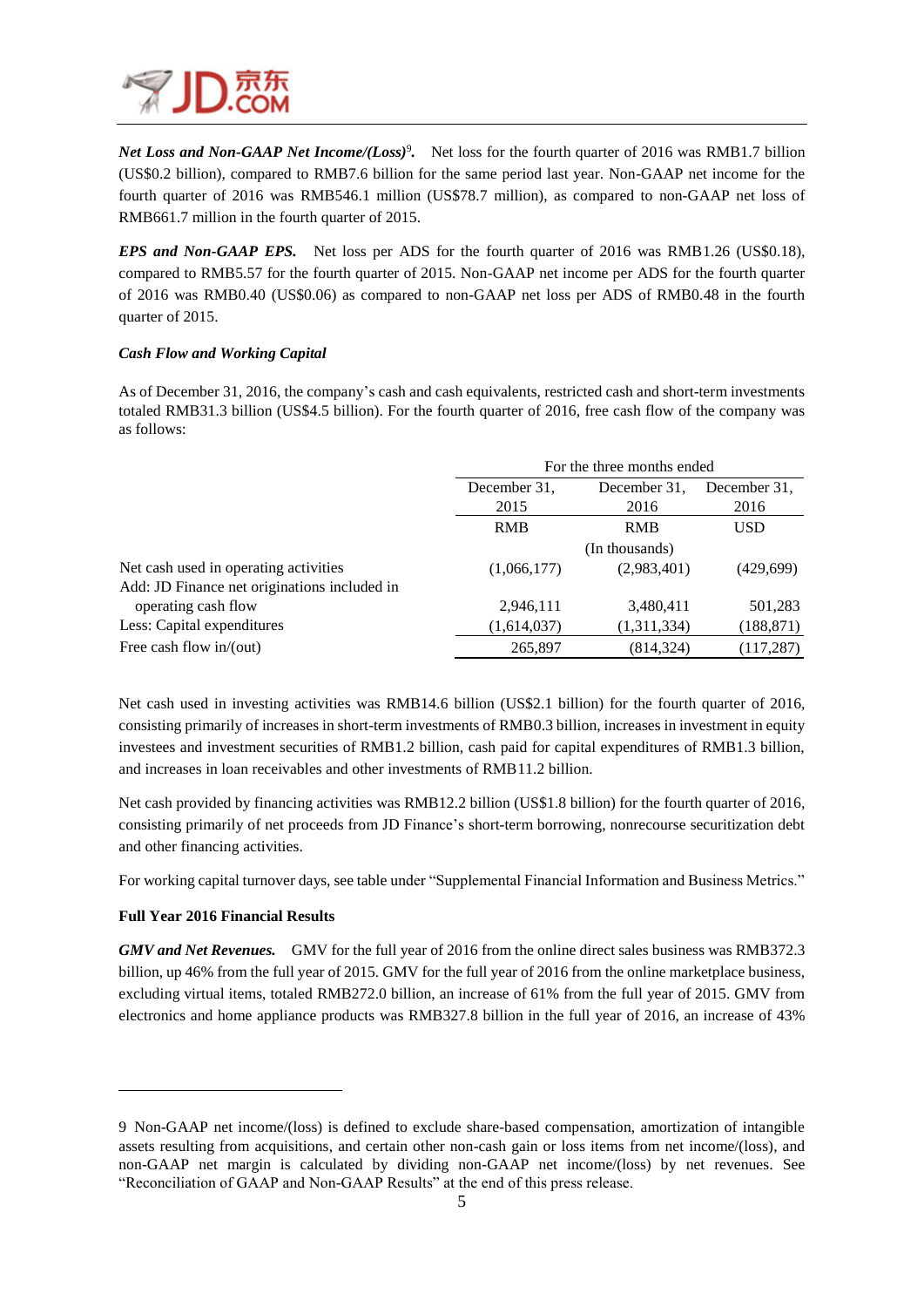***Net Loss and Non-GAAP Net Income/(Loss)***[9]***.*** Net loss for the fourth quarter of 2016 was RMB1.7 billion (US$0.2 billion), compared to RMB7.6 billion for the same period last year. Non-GAAP net income for the fourth quarter of 2016 was RMB546.1 million (US$78.7 million), as compared to non-GAAP net loss of RMB661.7 million in the fourth quarter of 2015.

***EPS and Non-GAAP EPS.*** Net loss per ADS for the fourth quarter of 2016 was RMB1.26 (US$0.18), compared to RMB5.57 for the fourth quarter of 2015. Non-GAAP net income per ADS for the fourth quarter of 2016 was RMB0.40 (US$0.06) as compared to non-GAAP net loss per ADS of RMB0.48 in the fourth quarter of 2015.

***Cash Flow and Working Capital***

As of December 31, 2016, the company's cash and cash equivalents, restricted cash and short-term investments totaled RMB31.3 billion (US$4.5 billion). For the fourth quarter of 2016, free cash flow of the company was as follows:

| | For the three months ended | | |
|---|---|---|---|
| | December 31, 2015 | December 31, 2016 | December 31, 2016 |
| | RMB | RMB | USD |
| | | (In thousands) | |
| Net cash used in operating activities | (1,066,177) | (2,983,401) | (429,699) |
| Add: JD Finance net originations included in operating cash flow | 2,946,111 | 3,480,411 | 501,283 |
| Less: Capital expenditures | (1,614,037) | (1,311,334) | (188,871) |
| Free cash flow in/(out) | 265,897 | (814,324) | (117,287) |

Net cash used in investing activities was RMB14.6 billion (US$2.1 billion) for the fourth quarter of 2016, consisting primarily of increases in short-term investments of RMB0.3 billion, increases in investment in equity investees and investment securities of RMB1.2 billion, cash paid for capital expenditures of RMB1.3 billion, and increases in loan receivables and other investments of RMB11.2 billion.

Net cash provided by financing activities was RMB12.2 billion (US$1.8 billion) for the fourth quarter of 2016, consisting primarily of net proceeds from JD Finance's short-term borrowing, nonrecourse securitization debt and other financing activities.

For working capital turnover days, see table under "Supplemental Financial Information and Business Metrics."

**Full Year 2016 Financial Results**

***GMV and Net Revenues.*** GMV for the full year of 2016 from the online direct sales business was RMB372.3 billion, up 46% from the full year of 2015. GMV for the full year of 2016 from the online marketplace business, excluding virtual items, totaled RMB272.0 billion, an increase of 61% from the full year of 2015. GMV from electronics and home appliance products was RMB327.8 billion in the full year of 2016, an increase of 43%

---

9 Non-GAAP net income/(loss) is defined to exclude share-based compensation, amortization of intangible assets resulting from acquisitions, and certain other non-cash gain or loss items from net income/(loss), and non-GAAP net margin is calculated by dividing non-GAAP net income/(loss) by net revenues. See "Reconciliation of GAAP and Non-GAAP Results" at the end of this press release.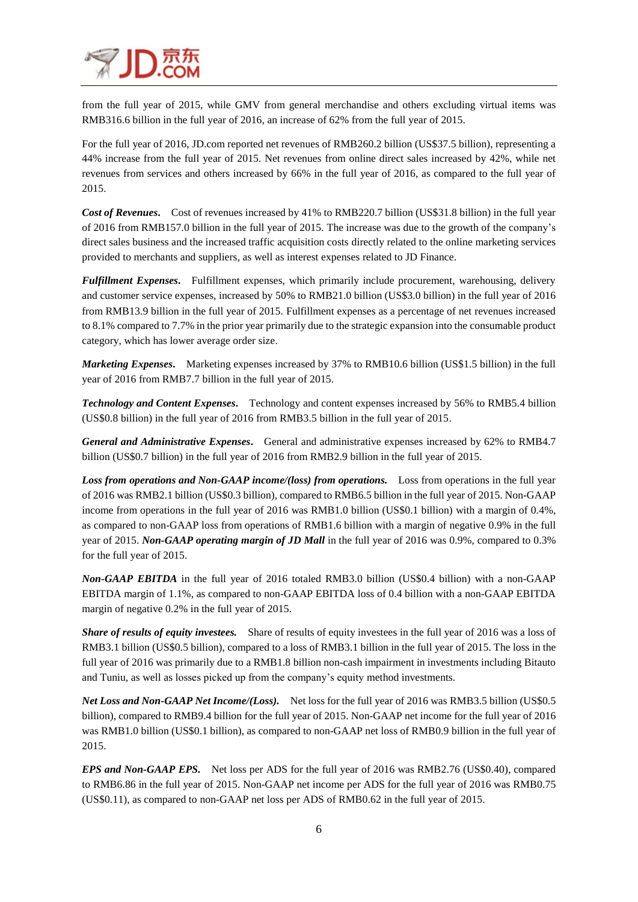from the full year of 2015, while GMV from general merchandise and others excluding virtual items was RMB316.6 billion in the full year of 2016, an increase of 62% from the full year of 2015.

For the full year of 2016, JD.com reported net revenues of RMB260.2 billion (US$37.5 billion), representing a 44% increase from the full year of 2015. Net revenues from online direct sales increased by 42%, while net revenues from services and others increased by 66% in the full year of 2016, as compared to the full year of 2015.

***Cost of Revenues.*** Cost of revenues increased by 41% to RMB220.7 billion (US$31.8 billion) in the full year of 2016 from RMB157.0 billion in the full year of 2015. The increase was due to the growth of the company's direct sales business and the increased traffic acquisition costs directly related to the online marketing services provided to merchants and suppliers, as well as interest expenses related to JD Finance.

***Fulfillment Expenses.*** Fulfillment expenses, which primarily include procurement, warehousing, delivery and customer service expenses, increased by 50% to RMB21.0 billion (US$3.0 billion) in the full year of 2016 from RMB13.9 billion in the full year of 2015. Fulfillment expenses as a percentage of net revenues increased to 8.1% compared to 7.7% in the prior year primarily due to the strategic expansion into the consumable product category, which has lower average order size.

***Marketing Expenses.*** Marketing expenses increased by 37% to RMB10.6 billion (US$1.5 billion) in the full year of 2016 from RMB7.7 billion in the full year of 2015.

***Technology and Content Expenses.*** Technology and content expenses increased by 56% to RMB5.4 billion (US$0.8 billion) in the full year of 2016 from RMB3.5 billion in the full year of 2015.

***General and Administrative Expenses.*** General and administrative expenses increased by 62% to RMB4.7 billion (US$0.7 billion) in the full year of 2016 from RMB2.9 billion in the full year of 2015.

***Loss from operations and Non-GAAP income/(loss) from operations.*** Loss from operations in the full year of 2016 was RMB2.1 billion (US$0.3 billion), compared to RMB6.5 billion in the full year of 2015. Non-GAAP income from operations in the full year of 2016 was RMB1.0 billion (US$0.1 billion) with a margin of 0.4%, as compared to non-GAAP loss from operations of RMB1.6 billion with a margin of negative 0.9% in the full year of 2015. ***Non-GAAP operating margin of JD Mall*** in the full year of 2016 was 0.9%, compared to 0.3% for the full year of 2015.

***Non-GAAP EBITDA*** in the full year of 2016 totaled RMB3.0 billion (US$0.4 billion) with a non-GAAP EBITDA margin of 1.1%, as compared to non-GAAP EBITDA loss of 0.4 billion with a non-GAAP EBITDA margin of negative 0.2% in the full year of 2015.

***Share of results of equity investees.*** Share of results of equity investees in the full year of 2016 was a loss of RMB3.1 billion (US$0.5 billion), compared to a loss of RMB3.1 billion in the full year of 2015. The loss in the full year of 2016 was primarily due to a RMB1.8 billion non-cash impairment in investments including Bitauto and Tuniu, as well as losses picked up from the company's equity method investments.

***Net Loss and Non-GAAP Net Income/(Loss).*** Net loss for the full year of 2016 was RMB3.5 billion (US$0.5 billion), compared to RMB9.4 billion for the full year of 2015. Non-GAAP net income for the full year of 2016 was RMB1.0 billion (US$0.1 billion), as compared to non-GAAP net loss of RMB0.9 billion in the full year of 2015.

***EPS and Non-GAAP EPS.*** Net loss per ADS for the full year of 2016 was RMB2.76 (US$0.40), compared to RMB6.86 in the full year of 2015. Non-GAAP net income per ADS for the full year of 2016 was RMB0.75 (US$0.11), as compared to non-GAAP net loss per ADS of RMB0.62 in the full year of 2015.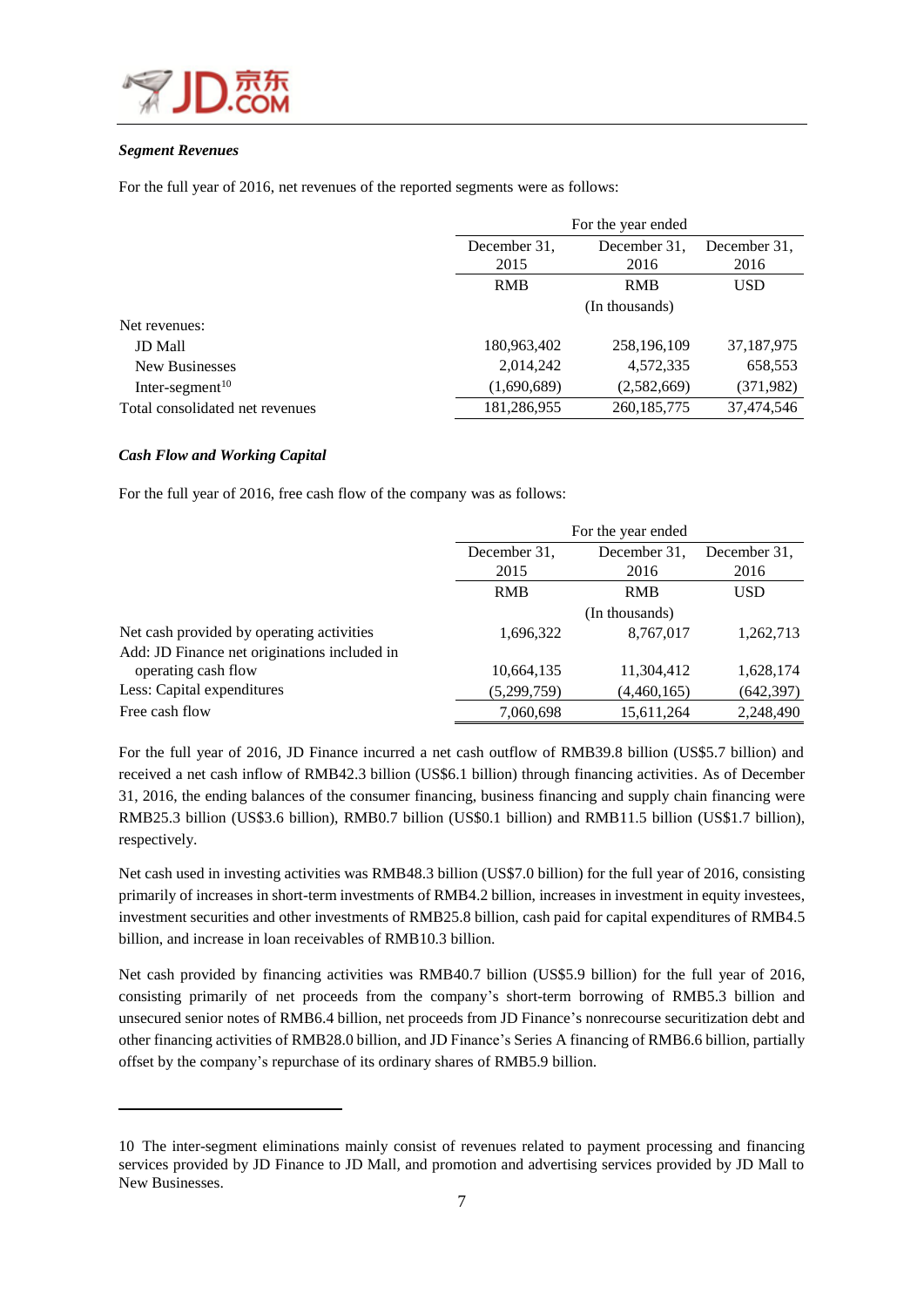***Segment Revenues***

For the full year of 2016, net revenues of the reported segments were as follows:

| | For the year ended | | |
|---|---|---|---|
| | December 31, 2015 | December 31, 2016 | December 31, 2016 |
| | RMB | RMB | USD |
| | | (In thousands) | |
| Net revenues: | | | |
| JD Mall | 180,963,402 | 258,196,109 | 37,187,975 |
| New Businesses | 2,014,242 | 4,572,335 | 658,553 |
| Inter-segment[10] | (1,690,689) | (2,582,669) | (371,982) |
| Total consolidated net revenues | 181,286,955 | 260,185,775 | 37,474,546 |

***Cash Flow and Working Capital***

For the full year of 2016, free cash flow of the company was as follows:

| | For the year ended | | |
|---|---|---|---|
| | December 31, 2015 | December 31, 2016 | December 31, 2016 |
| | RMB | RMB | USD |
| | | (In thousands) | |
| Net cash provided by operating activities | 1,696,322 | 8,767,017 | 1,262,713 |
| Add: JD Finance net originations included in operating cash flow | 10,664,135 | 11,304,412 | 1,628,174 |
| Less: Capital expenditures | (5,299,759) | (4,460,165) | (642,397) |
| Free cash flow | 7,060,698 | 15,611,264 | 2,248,490 |

For the full year of 2016, JD Finance incurred a net cash outflow of RMB39.8 billion (US$5.7 billion) and received a net cash inflow of RMB42.3 billion (US$6.1 billion) through financing activities. As of December 31, 2016, the ending balances of the consumer financing, business financing and supply chain financing were RMB25.3 billion (US$3.6 billion), RMB0.7 billion (US$0.1 billion) and RMB11.5 billion (US$1.7 billion), respectively.

Net cash used in investing activities was RMB48.3 billion (US$7.0 billion) for the full year of 2016, consisting primarily of increases in short-term investments of RMB4.2 billion, increases in investment in equity investees, investment securities and other investments of RMB25.8 billion, cash paid for capital expenditures of RMB4.5 billion, and increase in loan receivables of RMB10.3 billion.

Net cash provided by financing activities was RMB40.7 billion (US$5.9 billion) for the full year of 2016, consisting primarily of net proceeds from the company's short-term borrowing of RMB5.3 billion and unsecured senior notes of RMB6.4 billion, net proceeds from JD Finance's nonrecourse securitization debt and other financing activities of RMB28.0 billion, and JD Finance's Series A financing of RMB6.6 billion, partially offset by the company's repurchase of its ordinary shares of RMB5.9 billion.

---

10 The inter-segment eliminations mainly consist of revenues related to payment processing and financing services provided by JD Finance to JD Mall, and promotion and advertising services provided by JD Mall to New Businesses.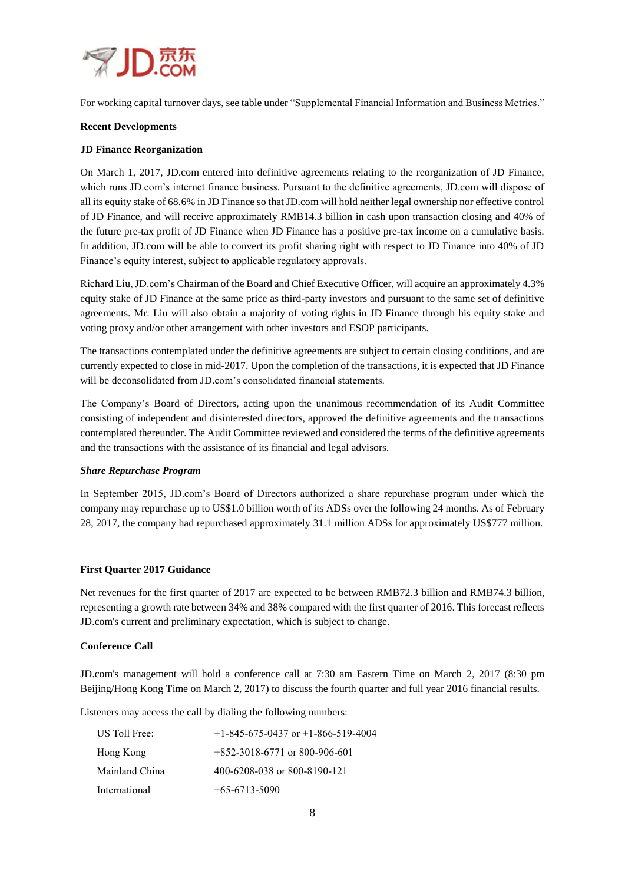For working capital turnover days, see table under "Supplemental Financial Information and Business Metrics."

**Recent Developments**

**JD Finance Reorganization**

On March 1, 2017, JD.com entered into definitive agreements relating to the reorganization of JD Finance, which runs JD.com's internet finance business. Pursuant to the definitive agreements, JD.com will dispose of all its equity stake of 68.6% in JD Finance so that JD.com will hold neither legal ownership nor effective control of JD Finance, and will receive approximately RMB14.3 billion in cash upon transaction closing and 40% of the future pre-tax profit of JD Finance when JD Finance has a positive pre-tax income on a cumulative basis. In addition, JD.com will be able to convert its profit sharing right with respect to JD Finance into 40% of JD Finance's equity interest, subject to applicable regulatory approvals.

Richard Liu, JD.com's Chairman of the Board and Chief Executive Officer, will acquire an approximately 4.3% equity stake of JD Finance at the same price as third-party investors and pursuant to the same set of definitive agreements. Mr. Liu will also obtain a majority of voting rights in JD Finance through his equity stake and voting proxy and/or other arrangement with other investors and ESOP participants.

The transactions contemplated under the definitive agreements are subject to certain closing conditions, and are currently expected to close in mid-2017. Upon the completion of the transactions, it is expected that JD Finance will be deconsolidated from JD.com's consolidated financial statements.

The Company's Board of Directors, acting upon the unanimous recommendation of its Audit Committee consisting of independent and disinterested directors, approved the definitive agreements and the transactions contemplated thereunder. The Audit Committee reviewed and considered the terms of the definitive agreements and the transactions with the assistance of its financial and legal advisors.

***Share Repurchase Program***

In September 2015, JD.com's Board of Directors authorized a share repurchase program under which the company may repurchase up to US$1.0 billion worth of its ADSs over the following 24 months. As of February 28, 2017, the company had repurchased approximately 31.1 million ADSs for approximately US$777 million.

**First Quarter 2017 Guidance**

Net revenues for the first quarter of 2017 are expected to be between RMB72.3 billion and RMB74.3 billion, representing a growth rate between 34% and 38% compared with the first quarter of 2016. This forecast reflects JD.com's current and preliminary expectation, which is subject to change.

**Conference Call**

JD.com's management will hold a conference call at 7:30 am Eastern Time on March 2, 2017 (8:30 pm Beijing/Hong Kong Time on March 2, 2017) to discuss the fourth quarter and full year 2016 financial results.

Listeners may access the call by dialing the following numbers:

| | |
|---|---|
| US Toll Free: | +1-845-675-0437 or +1-866-519-4004 |
| Hong Kong | +852-3018-6771 or 800-906-601 |
| Mainland China | 400-6208-038 or 800-8190-121 |
| International | +65-6713-5090 |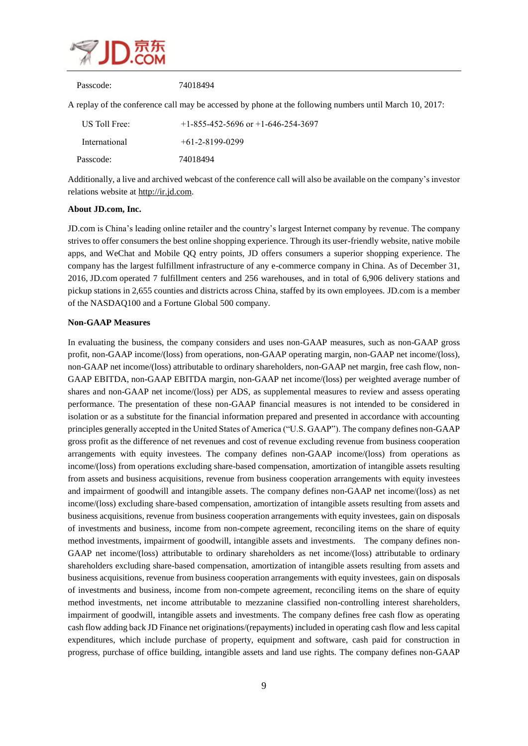| Passcode: | 74018494 |
|---|---|

A replay of the conference call may be accessed by phone at the following numbers until March 10, 2017:

| US Toll Free: | +1-855-452-5696 or +1-646-254-3697 |
|---|---|
| International | +61-2-8199-0299 |
| Passcode: | 74018494 |

Additionally, a live and archived webcast of the conference call will also be available on the company's investor relations website at http://ir.jd.com.

**About JD.com, Inc.**

JD.com is China's leading online retailer and the country's largest Internet company by revenue. The company strives to offer consumers the best online shopping experience. Through its user-friendly website, native mobile apps, and WeChat and Mobile QQ entry points, JD offers consumers a superior shopping experience. The company has the largest fulfillment infrastructure of any e-commerce company in China. As of December 31, 2016, JD.com operated 7 fulfillment centers and 256 warehouses, and in total of 6,906 delivery stations and pickup stations in 2,655 counties and districts across China, staffed by its own employees. JD.com is a member of the NASDAQ100 and a Fortune Global 500 company.

**Non-GAAP Measures**

In evaluating the business, the company considers and uses non-GAAP measures, such as non-GAAP gross profit, non-GAAP income/(loss) from operations, non-GAAP operating margin, non-GAAP net income/(loss), non-GAAP net income/(loss) attributable to ordinary shareholders, non-GAAP net margin, free cash flow, non-GAAP EBITDA, non-GAAP EBITDA margin, non-GAAP net income/(loss) per weighted average number of shares and non-GAAP net income/(loss) per ADS, as supplemental measures to review and assess operating performance. The presentation of these non-GAAP financial measures is not intended to be considered in isolation or as a substitute for the financial information prepared and presented in accordance with accounting principles generally accepted in the United States of America ("U.S. GAAP"). The company defines non-GAAP gross profit as the difference of net revenues and cost of revenue excluding revenue from business cooperation arrangements with equity investees. The company defines non-GAAP income/(loss) from operations as income/(loss) from operations excluding share-based compensation, amortization of intangible assets resulting from assets and business acquisitions, revenue from business cooperation arrangements with equity investees and impairment of goodwill and intangible assets. The company defines non-GAAP net income/(loss) as net income/(loss) excluding share-based compensation, amortization of intangible assets resulting from assets and business acquisitions, revenue from business cooperation arrangements with equity investees, gain on disposals of investments and business, income from non-compete agreement, reconciling items on the share of equity method investments, impairment of goodwill, intangible assets and investments. The company defines non-GAAP net income/(loss) attributable to ordinary shareholders as net income/(loss) attributable to ordinary shareholders excluding share-based compensation, amortization of intangible assets resulting from assets and business acquisitions, revenue from business cooperation arrangements with equity investees, gain on disposals of investments and business, income from non-compete agreement, reconciling items on the share of equity method investments, net income attributable to mezzanine classified non-controlling interest shareholders, impairment of goodwill, intangible assets and investments. The company defines free cash flow as operating cash flow adding back JD Finance net originations/(repayments) included in operating cash flow and less capital expenditures, which include purchase of property, equipment and software, cash paid for construction in progress, purchase of office building, intangible assets and land use rights. The company defines non-GAAP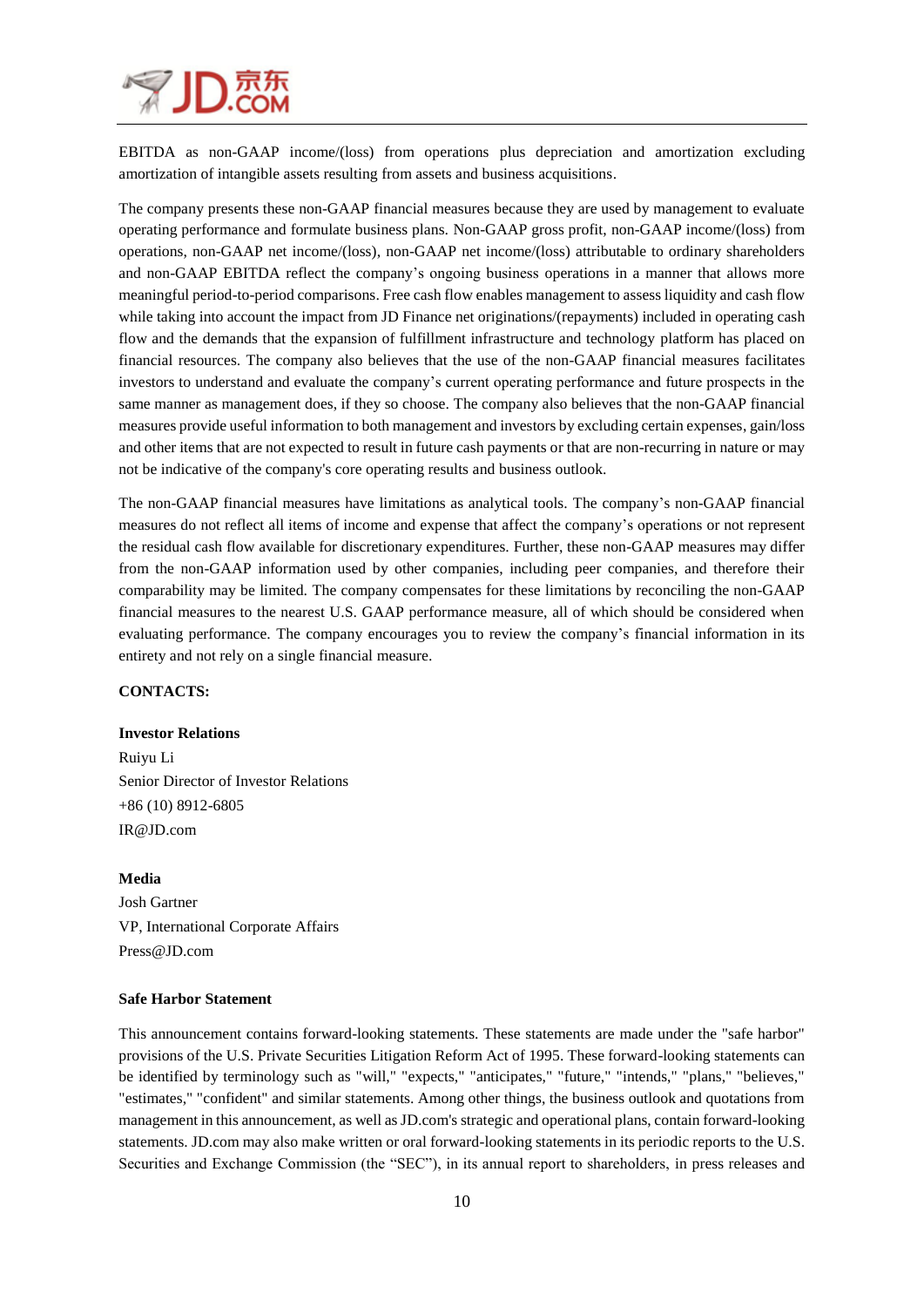EBITDA as non-GAAP income/(loss) from operations plus depreciation and amortization excluding amortization of intangible assets resulting from assets and business acquisitions.

The company presents these non-GAAP financial measures because they are used by management to evaluate operating performance and formulate business plans. Non-GAAP gross profit, non-GAAP income/(loss) from operations, non-GAAP net income/(loss), non-GAAP net income/(loss) attributable to ordinary shareholders and non-GAAP EBITDA reflect the company's ongoing business operations in a manner that allows more meaningful period-to-period comparisons. Free cash flow enables management to assess liquidity and cash flow while taking into account the impact from JD Finance net originations/(repayments) included in operating cash flow and the demands that the expansion of fulfillment infrastructure and technology platform has placed on financial resources. The company also believes that the use of the non-GAAP financial measures facilitates investors to understand and evaluate the company's current operating performance and future prospects in the same manner as management does, if they so choose. The company also believes that the non-GAAP financial measures provide useful information to both management and investors by excluding certain expenses, gain/loss and other items that are not expected to result in future cash payments or that are non-recurring in nature or may not be indicative of the company's core operating results and business outlook.

The non-GAAP financial measures have limitations as analytical tools. The company's non-GAAP financial measures do not reflect all items of income and expense that affect the company's operations or not represent the residual cash flow available for discretionary expenditures. Further, these non-GAAP measures may differ from the non-GAAP information used by other companies, including peer companies, and therefore their comparability may be limited. The company compensates for these limitations by reconciling the non-GAAP financial measures to the nearest U.S. GAAP performance measure, all of which should be considered when evaluating performance. The company encourages you to review the company's financial information in its entirety and not rely on a single financial measure.

**CONTACTS:**

**Investor Relations**
Ruiyu Li
Senior Director of Investor Relations
+86 (10) 8912-6805
IR@JD.com

**Media**
Josh Gartner
VP, International Corporate Affairs
Press@JD.com

**Safe Harbor Statement**

This announcement contains forward-looking statements. These statements are made under the "safe harbor" provisions of the U.S. Private Securities Litigation Reform Act of 1995. These forward-looking statements can be identified by terminology such as "will," "expects," "anticipates," "future," "intends," "plans," "believes," "estimates," "confident" and similar statements. Among other things, the business outlook and quotations from management in this announcement, as well as JD.com's strategic and operational plans, contain forward-looking statements. JD.com may also make written or oral forward-looking statements in its periodic reports to the U.S. Securities and Exchange Commission (the "SEC"), in its annual report to shareholders, in press releases and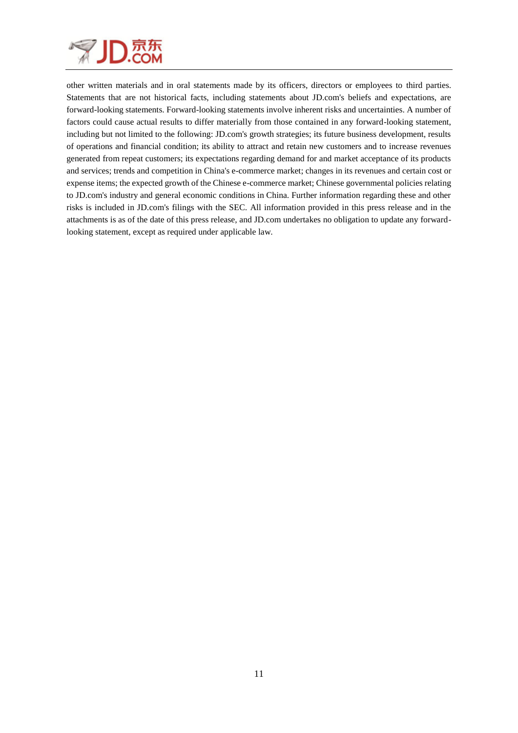other written materials and in oral statements made by its officers, directors or employees to third parties. Statements that are not historical facts, including statements about JD.com's beliefs and expectations, are forward-looking statements. Forward-looking statements involve inherent risks and uncertainties. A number of factors could cause actual results to differ materially from those contained in any forward-looking statement, including but not limited to the following: JD.com's growth strategies; its future business development, results of operations and financial condition; its ability to attract and retain new customers and to increase revenues generated from repeat customers; its expectations regarding demand for and market acceptance of its products and services; trends and competition in China's e-commerce market; changes in its revenues and certain cost or expense items; the expected growth of the Chinese e-commerce market; Chinese governmental policies relating to JD.com's industry and general economic conditions in China. Further information regarding these and other risks is included in JD.com's filings with the SEC. All information provided in this press release and in the attachments is as of the date of this press release, and JD.com undertakes no obligation to update any forward-looking statement, except as required under applicable law.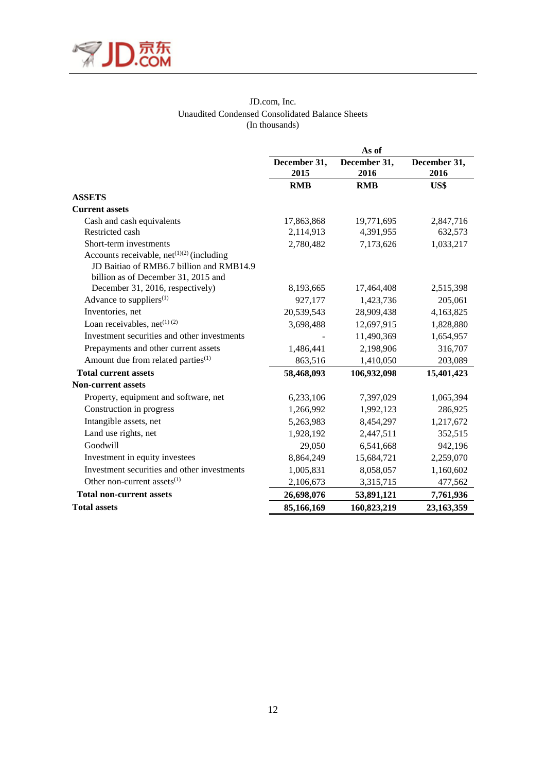JD.com, Inc.
Unaudited Condensed Consolidated Balance Sheets
(In thousands)

| | As of | | |
|---|---|---|---|
| | December 31, 2015 | December 31, 2016 | December 31, 2016 |
| | RMB | RMB | US$ |
| **ASSETS** | | | |
| **Current assets** | | | |
| Cash and cash equivalents | 17,863,868 | 19,771,695 | 2,847,716 |
| Restricted cash | 2,114,913 | 4,391,955 | 632,573 |
| Short-term investments | 2,780,482 | 7,173,626 | 1,033,217 |
| Accounts receivable, net[(1)(2)] (including JD Baitiao of RMB6.7 billion and RMB14.9 billion as of December 31, 2015 and December 31, 2016, respectively) | 8,193,665 | 17,464,408 | 2,515,398 |
| Advance to suppliers[(1)] | 927,177 | 1,423,736 | 205,061 |
| Inventories, net | 20,539,543 | 28,909,438 | 4,163,825 |
| Loan receivables, net[(1) (2)] | 3,698,488 | 12,697,915 | 1,828,880 |
| Investment securities and other investments | - | 11,490,369 | 1,654,957 |
| Prepayments and other current assets | 1,486,441 | 2,198,906 | 316,707 |
| Amount due from related parties[(1)] | 863,516 | 1,410,050 | 203,089 |
| **Total current assets** | **58,468,093** | **106,932,098** | **15,401,423** |
| **Non-current assets** | | | |
| Property, equipment and software, net | 6,233,106 | 7,397,029 | 1,065,394 |
| Construction in progress | 1,266,992 | 1,992,123 | 286,925 |
| Intangible assets, net | 5,263,983 | 8,454,297 | 1,217,672 |
| Land use rights, net | 1,928,192 | 2,447,511 | 352,515 |
| Goodwill | 29,050 | 6,541,668 | 942,196 |
| Investment in equity investees | 8,864,249 | 15,684,721 | 2,259,070 |
| Investment securities and other investments | 1,005,831 | 8,058,057 | 1,160,602 |
| Other non-current assets[(1)] | 2,106,673 | 3,315,715 | 477,562 |
| **Total non-current assets** | **26,698,076** | **53,891,121** | **7,761,936** |
| **Total assets** | **85,166,169** | **160,823,219** | **23,163,359** |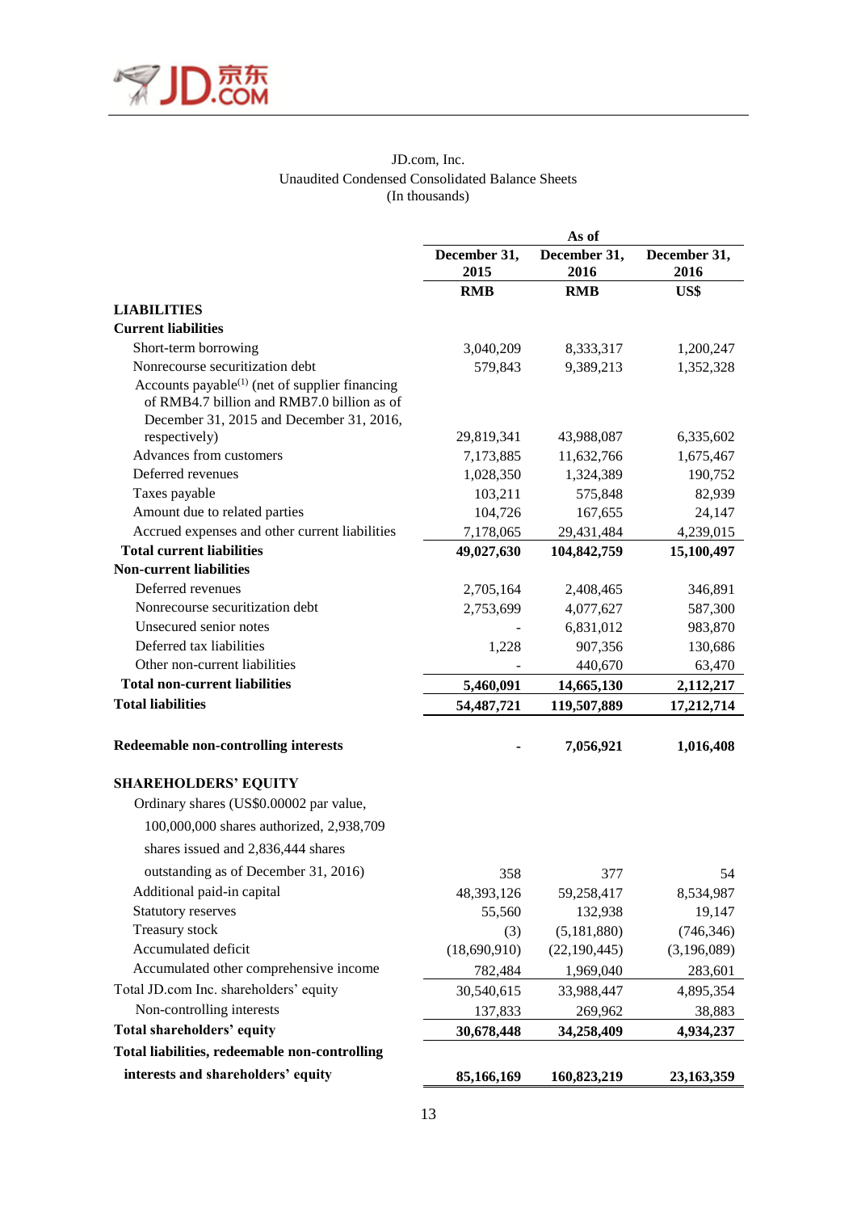JD.com, Inc.
Unaudited Condensed Consolidated Balance Sheets
(In thousands)

| | As of | | |
|---|---|---|---|
| | December 31, 2015 | December 31, 2016 | December 31, 2016 |
| | RMB | RMB | US$ |
| **LIABILITIES** | | | |
| **Current liabilities** | | | |
| Short-term borrowing | 3,040,209 | 8,333,317 | 1,200,247 |
| Nonrecourse securitization debt | 579,843 | 9,389,213 | 1,352,328 |
| Accounts payable[(1)] (net of supplier financing of RMB4.7 billion and RMB7.0 billion as of December 31, 2015 and December 31, 2016, respectively) | 29,819,341 | 43,988,087 | 6,335,602 |
| Advances from customers | 7,173,885 | 11,632,766 | 1,675,467 |
| Deferred revenues | 1,028,350 | 1,324,389 | 190,752 |
| Taxes payable | 103,211 | 575,848 | 82,939 |
| Amount due to related parties | 104,726 | 167,655 | 24,147 |
| Accrued expenses and other current liabilities | 7,178,065 | 29,431,484 | 4,239,015 |
| **Total current liabilities** | **49,027,630** | **104,842,759** | **15,100,497** |
| **Non-current liabilities** | | | |
| Deferred revenues | 2,705,164 | 2,408,465 | 346,891 |
| Nonrecourse securitization debt | 2,753,699 | 4,077,627 | 587,300 |
| Unsecured senior notes | - | 6,831,012 | 983,870 |
| Deferred tax liabilities | 1,228 | 907,356 | 130,686 |
| Other non-current liabilities | - | 440,670 | 63,470 |
| **Total non-current liabilities** | **5,460,091** | **14,665,130** | **2,112,217** |
| **Total liabilities** | **54,487,721** | **119,507,889** | **17,212,714** |
| | | | |
| **Redeemable non-controlling interests** | **-** | **7,056,921** | **1,016,408** |
| | | | |
| **SHAREHOLDERS' EQUITY** | | | |
| Ordinary shares (US$0.00002 par value, 100,000,000 shares authorized, 2,938,709 shares issued and 2,836,444 shares outstanding as of December 31, 2016) | 358 | 377 | 54 |
| Additional paid-in capital | 48,393,126 | 59,258,417 | 8,534,987 |
| Statutory reserves | 55,560 | 132,938 | 19,147 |
| Treasury stock | (3) | (5,181,880) | (746,346) |
| Accumulated deficit | (18,690,910) | (22,190,445) | (3,196,089) |
| Accumulated other comprehensive income | 782,484 | 1,969,040 | 283,601 |
| Total JD.com Inc. shareholders' equity | 30,540,615 | 33,988,447 | 4,895,354 |
| Non-controlling interests | 137,833 | 269,962 | 38,883 |
| **Total shareholders' equity** | **30,678,448** | **34,258,409** | **4,934,237** |
| **Total liabilities, redeemable non-controlling interests and shareholders' equity** | **85,166,169** | **160,823,219** | **23,163,359** |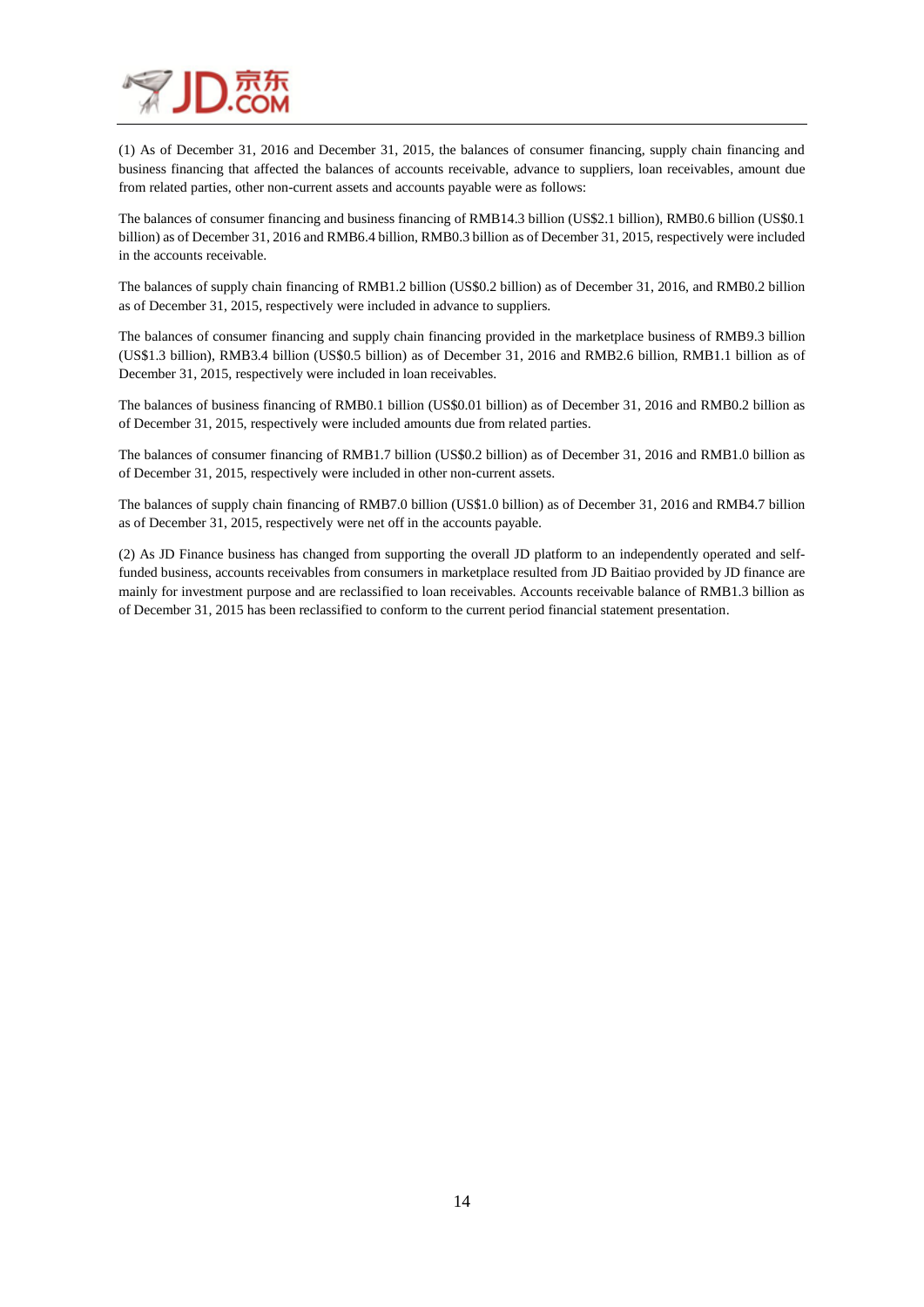(1) As of December 31, 2016 and December 31, 2015, the balances of consumer financing, supply chain financing and business financing that affected the balances of accounts receivable, advance to suppliers, loan receivables, amount due from related parties, other non-current assets and accounts payable were as follows:

The balances of consumer financing and business financing of RMB14.3 billion (US$2.1 billion), RMB0.6 billion (US$0.1 billion) as of December 31, 2016 and RMB6.4 billion, RMB0.3 billion as of December 31, 2015, respectively were included in the accounts receivable.

The balances of supply chain financing of RMB1.2 billion (US$0.2 billion) as of December 31, 2016, and RMB0.2 billion as of December 31, 2015, respectively were included in advance to suppliers.

The balances of consumer financing and supply chain financing provided in the marketplace business of RMB9.3 billion (US$1.3 billion), RMB3.4 billion (US$0.5 billion) as of December 31, 2016 and RMB2.6 billion, RMB1.1 billion as of December 31, 2015, respectively were included in loan receivables.

The balances of business financing of RMB0.1 billion (US$0.01 billion) as of December 31, 2016 and RMB0.2 billion as of December 31, 2015, respectively were included amounts due from related parties.

The balances of consumer financing of RMB1.7 billion (US$0.2 billion) as of December 31, 2016 and RMB1.0 billion as of December 31, 2015, respectively were included in other non-current assets.

The balances of supply chain financing of RMB7.0 billion (US$1.0 billion) as of December 31, 2016 and RMB4.7 billion as of December 31, 2015, respectively were net off in the accounts payable.

(2) As JD Finance business has changed from supporting the overall JD platform to an independently operated and self-funded business, accounts receivables from consumers in marketplace resulted from JD Baitiao provided by JD finance are mainly for investment purpose and are reclassified to loan receivables. Accounts receivable balance of RMB1.3 billion as of December 31, 2015 has been reclassified to conform to the current period financial statement presentation.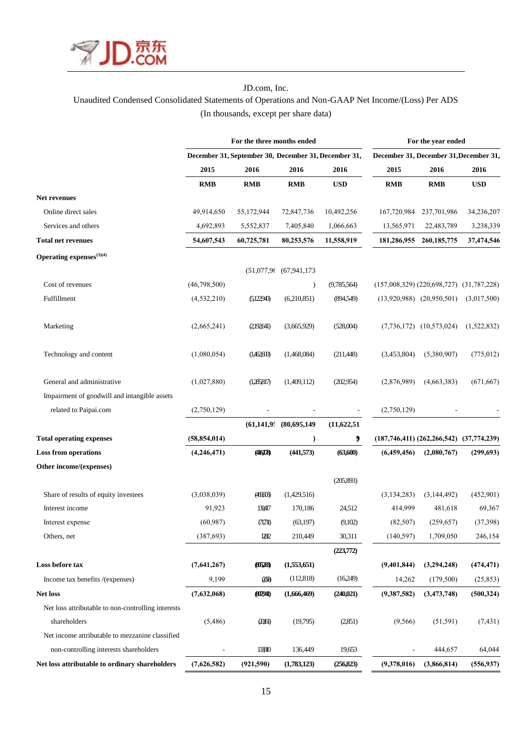JD.com, Inc.

Unaudited Condensed Consolidated Statements of Operations and Non-GAAP Net Income/(Loss) Per ADS

(In thousands, except per share data)

| | For the three months ended | | | | For the year ended | | |
|---|---|---|---|---|---|---|---|
| | December 31, 2015 | September 30, 2016 | December 31, 2016 | December 31, 2016 | December 31, 2015 | December 31, 2016 | December 31, 2016 |
| | RMB | RMB | RMB | USD | RMB | RMB | USD |
| **Net revenues** | | | | | | | |
| Online direct sales | 49,914,650 | 55,172,944 | 72,847,736 | 10,492,256 | 167,720,984 | 237,701,986 | 34,236,207 |
| Services and others | 4,692,893 | 5,552,837 | 7,405,840 | 1,066,663 | 13,565,971 | 22,483,789 | 3,238,339 |
| **Total net revenues** | **54,607,543** | **60,725,781** | **80,253,576** | **11,558,919** | **181,286,955** | **260,185,775** | **37,474,546** |
| **Operating expenses**(3)(4) | | | | | | | |
| Cost of revenues | (46,798,500) | (51,077,961) | (67,941,173) | (9,785,564) | (157,008,329) | (220,698,727) | (31,787,228) |
| Fulfillment | (4,532,210) | (5,122,940) | (6,210,851) | (894,549) | (13,920,988) | (20,950,501) | (3,017,500) |
| Marketing | (2,665,241) | (2,192,641) | (3,665,929) | (528,004) | (7,736,172) | (10,573,024) | (1,522,832) |
| Technology and content | (1,080,054) | (1,462,600) | (1,468,084) | (211,448) | (3,453,804) | (5,380,907) | (775,012) |
| General and administrative | (1,027,880) | (1,285,817) | (1,409,112) | (202,954) | (2,876,989) | (4,663,383) | (671,667) |
| Impairment of goodwill and intangible assets related to Paipai.com | (2,750,129) | - | - | - | (2,750,129) | - | - |
| **Total operating expenses** | **(58,854,014)** | **(61,141,959)** | **(80,695,149)** | **(11,622,519)** | **(187,746,411)** | **(262,266,542)** | **(37,774,239)** |
| **Loss from operations** | **(4,246,471)** | **(416,178)** | **(441,573)** | **(63,600)** | **(6,459,456)** | **(2,080,767)** | **(299,693)** |
| **Other income/(expenses)** | | | | | | | |
| Share of results of equity investees | (3,038,039) | (463,603) | (1,429,516) | (205,893) | (3,134,283) | (3,144,492) | (452,901) |
| Interest income | 91,923 | 139,417 | 170,186 | 24,512 | 414,999 | 481,618 | 69,367 |
| Interest expense | (60,987) | (71,731) | (63,197) | (9,102) | (82,507) | (259,657) | (37,398) |
| Others, net | (387,693) | 6,812 | 210,449 | 30,311 | (140,597) | 1,709,050 | 246,154 |
| **Loss before tax** | **(7,641,267)** | **(805,283)** | **(1,553,651)** | **(223,772)** | **(9,401,844)** | **(3,294,248)** | **(474,471)** |
| Income tax benefits /(expenses) | 9,199 | (2,658) | (112,818) | (16,249) | 14,262 | (179,500) | (25,853) |
| **Net loss** | **(7,632,068)** | **(807,941)** | **(1,666,469)** | **(240,021)** | **(9,387,582)** | **(3,473,748)** | **(500,324)** |
| Net loss attributable to non-controlling interests shareholders | (5,486) | (20,161) | (19,795) | (2,851) | (9,566) | (51,591) | (7,431) |
| Net income attributable to mezzanine classified non-controlling interests shareholders | - | 133,810 | 136,449 | 19,653 | - | 444,657 | 64,044 |
| **Net loss attributable to ordinary shareholders** | **(7,626,582)** | **(921,590)** | **(1,783,123)** | **(256,823)** | **(9,378,016)** | **(3,866,814)** | **(556,937)** |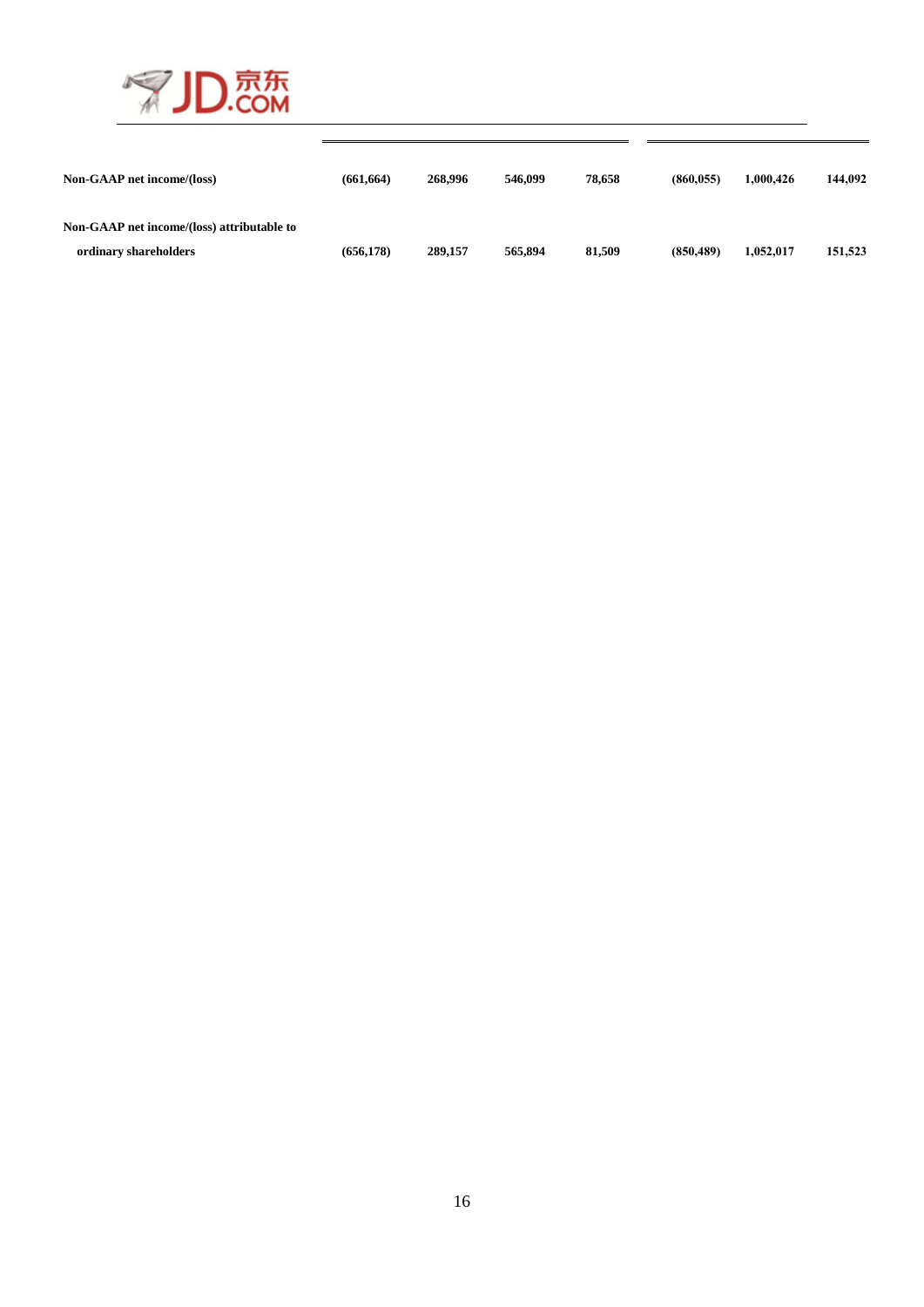| | | | | | | | |
|---|---|---|---|---|---|---|---|
| **Non-GAAP net income/(loss)** | **(661,664)** | **268,996** | **546,099** | **78,658** | **(860,055)** | **1,000,426** | **144,092** |
| **Non-GAAP net income/(loss) attributable to ordinary shareholders** | **(656,178)** | **289,157** | **565,894** | **81,509** | **(850,489)** | **1,052,017** | **151,523** |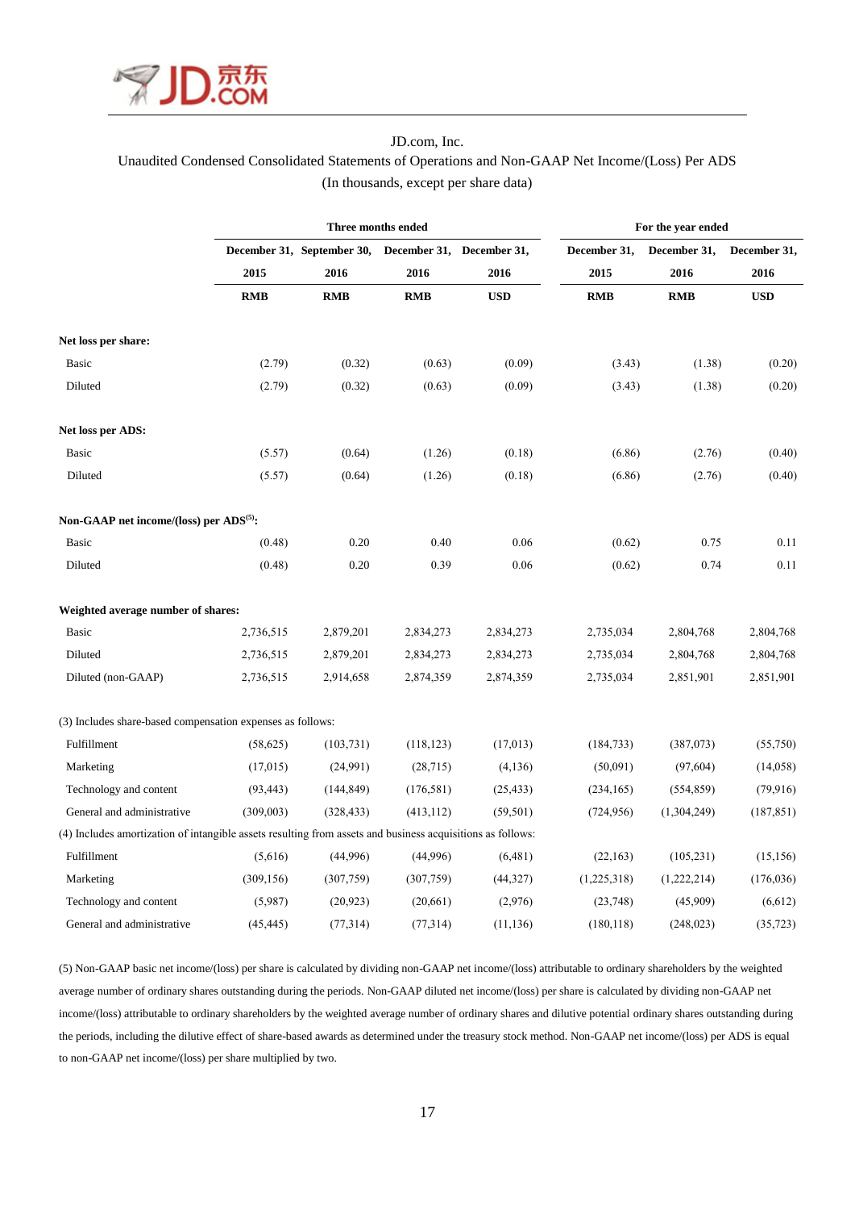JD.com, Inc.

Unaudited Condensed Consolidated Statements of Operations and Non-GAAP Net Income/(Loss) Per ADS

(In thousands, except per share data)

| | Three months ended | | | | For the year ended | | |
|---|---|---|---|---|---|---|---|
| | December 31, 2015 | September 30, 2016 | December 31, 2016 | December 31, 2016 | December 31, 2015 | December 31, 2016 | December 31, 2016 |
| | RMB | RMB | RMB | USD | RMB | RMB | USD |
| **Net loss per share:** | | | | | | | |
| Basic | (2.79) | (0.32) | (0.63) | (0.09) | (3.43) | (1.38) | (0.20) |
| Diluted | (2.79) | (0.32) | (0.63) | (0.09) | (3.43) | (1.38) | (0.20) |
| **Net loss per ADS:** | | | | | | | |
| Basic | (5.57) | (0.64) | (1.26) | (0.18) | (6.86) | (2.76) | (0.40) |
| Diluted | (5.57) | (0.64) | (1.26) | (0.18) | (6.86) | (2.76) | (0.40) |
| **Non-GAAP net income/(loss) per ADS(5):** | | | | | | | |
| Basic | (0.48) | 0.20 | 0.40 | 0.06 | (0.62) | 0.75 | 0.11 |
| Diluted | (0.48) | 0.20 | 0.39 | 0.06 | (0.62) | 0.74 | 0.11 |
| **Weighted average number of shares:** | | | | | | | |
| Basic | 2,736,515 | 2,879,201 | 2,834,273 | 2,834,273 | 2,735,034 | 2,804,768 | 2,804,768 |
| Diluted | 2,736,515 | 2,879,201 | 2,834,273 | 2,834,273 | 2,735,034 | 2,804,768 | 2,804,768 |
| Diluted (non-GAAP) | 2,736,515 | 2,914,658 | 2,874,359 | 2,874,359 | 2,735,034 | 2,851,901 | 2,851,901 |
| (3) Includes share-based compensation expenses as follows: | | | | | | | |
| Fulfillment | (58,625) | (103,731) | (118,123) | (17,013) | (184,733) | (387,073) | (55,750) |
| Marketing | (17,015) | (24,991) | (28,715) | (4,136) | (50,091) | (97,604) | (14,058) |
| Technology and content | (93,443) | (144,849) | (176,581) | (25,433) | (234,165) | (554,859) | (79,916) |
| General and administrative | (309,003) | (328,433) | (413,112) | (59,501) | (724,956) | (1,304,249) | (187,851) |
| (4) Includes amortization of intangible assets resulting from assets and business acquisitions as follows: | | | | | | | |
| Fulfillment | (5,616) | (44,996) | (44,996) | (6,481) | (22,163) | (105,231) | (15,156) |
| Marketing | (309,156) | (307,759) | (307,759) | (44,327) | (1,225,318) | (1,222,214) | (176,036) |
| Technology and content | (5,987) | (20,923) | (20,661) | (2,976) | (23,748) | (45,909) | (6,612) |
| General and administrative | (45,445) | (77,314) | (77,314) | (11,136) | (180,118) | (248,023) | (35,723) |

(5) Non-GAAP basic net income/(loss) per share is calculated by dividing non-GAAP net income/(loss) attributable to ordinary shareholders by the weighted average number of ordinary shares outstanding during the periods. Non-GAAP diluted net income/(loss) per share is calculated by dividing non-GAAP net income/(loss) attributable to ordinary shareholders by the weighted average number of ordinary shares and dilutive potential ordinary shares outstanding during the periods, including the dilutive effect of share-based awards as determined under the treasury stock method. Non-GAAP net income/(loss) per ADS is equal to non-GAAP net income/(loss) per share multiplied by two.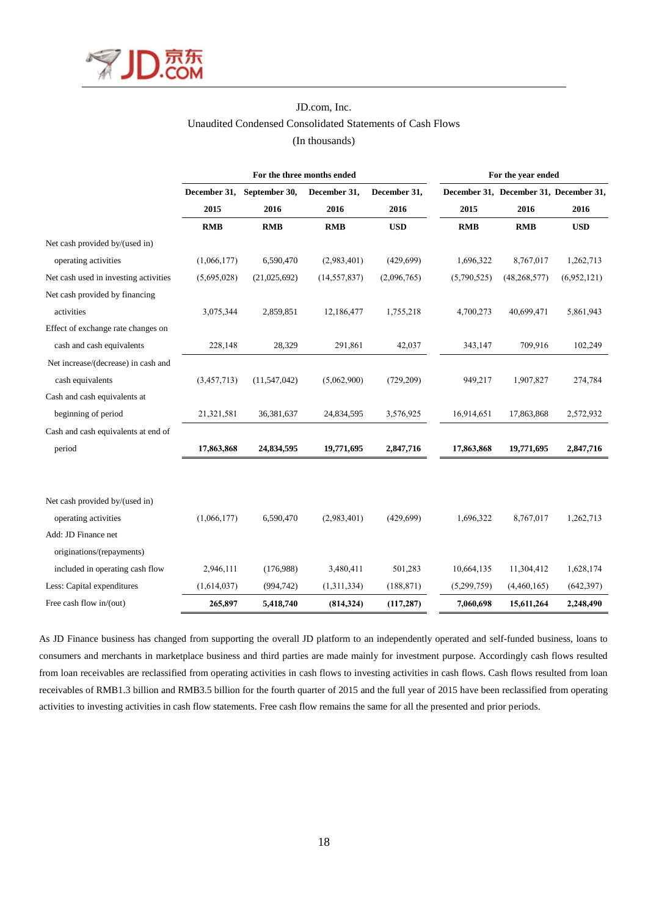JD.com, Inc.
Unaudited Condensed Consolidated Statements of Cash Flows
(In thousands)

| | For the three months ended | | | | For the year ended | | |
|---|---|---|---|---|---|---|---|
| | December 31, 2015 | September 30, 2016 | December 31, 2016 | December 31, 2016 | December 31, 2015 | December 31, 2016 | December 31, 2016 |
| | **RMB** | **RMB** | **RMB** | **USD** | **RMB** | **RMB** | **USD** |
| Net cash provided by/(used in) operating activities | (1,066,177) | 6,590,470 | (2,983,401) | (429,699) | 1,696,322 | 8,767,017 | 1,262,713 |
| Net cash used in investing activities | (5,695,028) | (21,025,692) | (14,557,837) | (2,096,765) | (5,790,525) | (48,268,577) | (6,952,121) |
| Net cash provided by financing activities | 3,075,344 | 2,859,851 | 12,186,477 | 1,755,218 | 4,700,273 | 40,699,471 | 5,861,943 |
| Effect of exchange rate changes on cash and cash equivalents | 228,148 | 28,329 | 291,861 | 42,037 | 343,147 | 709,916 | 102,249 |
| Net increase/(decrease) in cash and cash equivalents | (3,457,713) | (11,547,042) | (5,062,900) | (729,209) | 949,217 | 1,907,827 | 274,784 |
| Cash and cash equivalents at beginning of period | 21,321,581 | 36,381,637 | 24,834,595 | 3,576,925 | 16,914,651 | 17,863,868 | 2,572,932 |
| Cash and cash equivalents at end of period | **17,863,868** | **24,834,595** | **19,771,695** | **2,847,716** | **17,863,868** | **19,771,695** | **2,847,716** |

| | | | | | | | |
|---|---|---|---|---|---|---|---|
| Net cash provided by/(used in) operating activities | (1,066,177) | 6,590,470 | (2,983,401) | (429,699) | 1,696,322 | 8,767,017 | 1,262,713 |
| Add: JD Finance net originations/(repayments) included in operating cash flow | 2,946,111 | (176,988) | 3,480,411 | 501,283 | 10,664,135 | 11,304,412 | 1,628,174 |
| Less: Capital expenditures | (1,614,037) | (994,742) | (1,311,334) | (188,871) | (5,299,759) | (4,460,165) | (642,397) |
| Free cash flow in/(out) | **265,897** | **5,418,740** | **(814,324)** | **(117,287)** | **7,060,698** | **15,611,264** | **2,248,490** |

As JD Finance business has changed from supporting the overall JD platform to an independently operated and self-funded business, loans to consumers and merchants in marketplace business and third parties are made mainly for investment purpose. Accordingly cash flows resulted from loan receivables are reclassified from operating activities in cash flows to investing activities in cash flows. Cash flows resulted from loan receivables of RMB1.3 billion and RMB3.5 billion for the fourth quarter of 2015 and the full year of 2015 have been reclassified from operating activities to investing activities in cash flow statements. Free cash flow remains the same for all the presented and prior periods.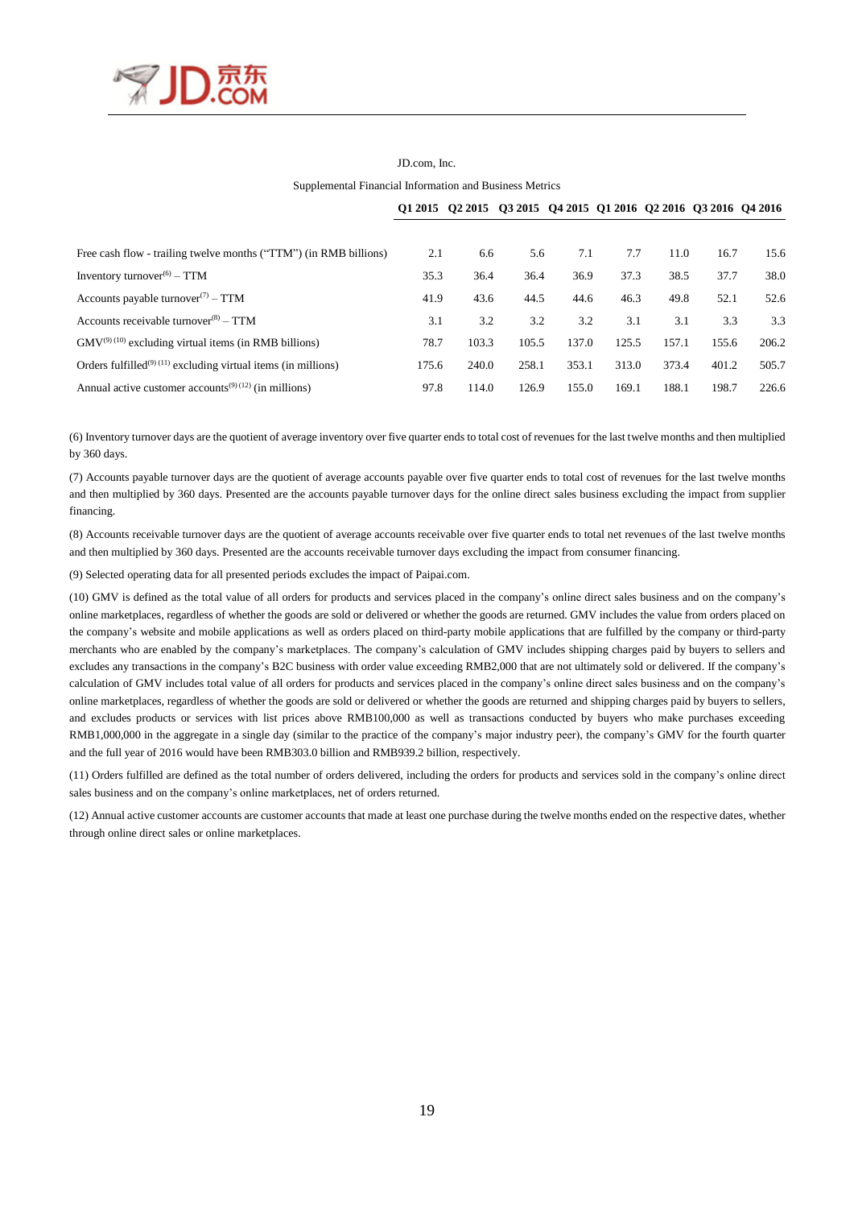JD.com, Inc.

Supplemental Financial Information and Business Metrics

| | Q1 2015 | Q2 2015 | Q3 2015 | Q4 2015 | Q1 2016 | Q2 2016 | Q3 2016 | Q4 2016 |
|---|---|---|---|---|---|---|---|---|
| Free cash flow - trailing twelve months ("TTM") (in RMB billions) | 2.1 | 6.6 | 5.6 | 7.1 | 7.7 | 11.0 | 16.7 | 15.6 |
| Inventory turnover(6) – TTM | 35.3 | 36.4 | 36.4 | 36.9 | 37.3 | 38.5 | 37.7 | 38.0 |
| Accounts payable turnover(7) – TTM | 41.9 | 43.6 | 44.5 | 44.6 | 46.3 | 49.8 | 52.1 | 52.6 |
| Accounts receivable turnover(8) – TTM | 3.1 | 3.2 | 3.2 | 3.2 | 3.1 | 3.1 | 3.3 | 3.3 |
| GMV(9) (10) excluding virtual items (in RMB billions) | 78.7 | 103.3 | 105.5 | 137.0 | 125.5 | 157.1 | 155.6 | 206.2 |
| Orders fulfilled(9) (11) excluding virtual items (in millions) | 175.6 | 240.0 | 258.1 | 353.1 | 313.0 | 373.4 | 401.2 | 505.7 |
| Annual active customer accounts(9) (12) (in millions) | 97.8 | 114.0 | 126.9 | 155.0 | 169.1 | 188.1 | 198.7 | 226.6 |

(6) Inventory turnover days are the quotient of average inventory over five quarter ends to total cost of revenues for the last twelve months and then multiplied by 360 days.

(7) Accounts payable turnover days are the quotient of average accounts payable over five quarter ends to total cost of revenues for the last twelve months and then multiplied by 360 days. Presented are the accounts payable turnover days for the online direct sales business excluding the impact from supplier financing.

(8) Accounts receivable turnover days are the quotient of average accounts receivable over five quarter ends to total net revenues of the last twelve months and then multiplied by 360 days. Presented are the accounts receivable turnover days excluding the impact from consumer financing.

(9) Selected operating data for all presented periods excludes the impact of Paipai.com.

(10) GMV is defined as the total value of all orders for products and services placed in the company's online direct sales business and on the company's online marketplaces, regardless of whether the goods are sold or delivered or whether the goods are returned. GMV includes the value from orders placed on the company's website and mobile applications as well as orders placed on third-party mobile applications that are fulfilled by the company or third-party merchants who are enabled by the company's marketplaces. The company's calculation of GMV includes shipping charges paid by buyers to sellers and excludes any transactions in the company's B2C business with order value exceeding RMB2,000 that are not ultimately sold or delivered. If the company's calculation of GMV includes total value of all orders for products and services placed in the company's online direct sales business and on the company's online marketplaces, regardless of whether the goods are sold or delivered or whether the goods are returned and shipping charges paid by buyers to sellers, and excludes products or services with list prices above RMB100,000 as well as transactions conducted by buyers who make purchases exceeding RMB1,000,000 in the aggregate in a single day (similar to the practice of the company's major industry peer), the company's GMV for the fourth quarter and the full year of 2016 would have been RMB303.0 billion and RMB939.2 billion, respectively.

(11) Orders fulfilled are defined as the total number of orders delivered, including the orders for products and services sold in the company's online direct sales business and on the company's online marketplaces, net of orders returned.

(12) Annual active customer accounts are customer accounts that made at least one purchase during the twelve months ended on the respective dates, whether through online direct sales or online marketplaces.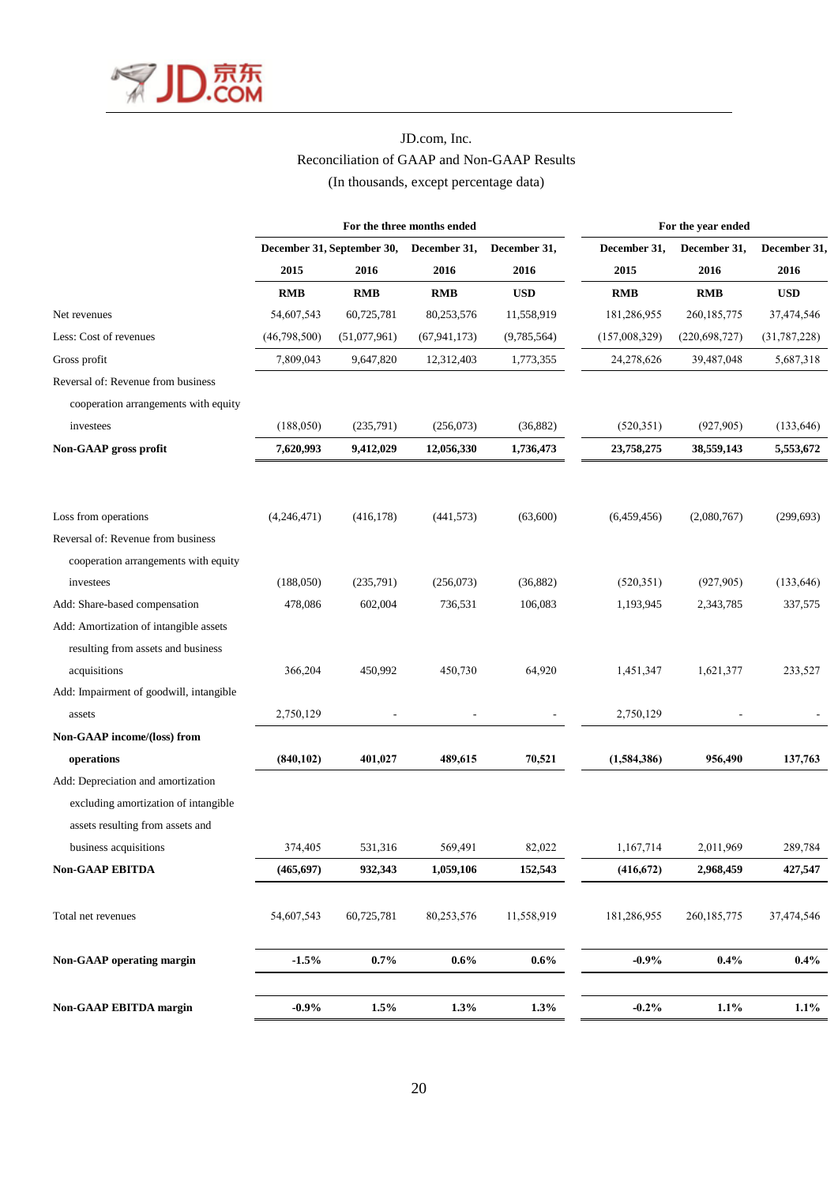JD.com, Inc.
Reconciliation of GAAP and Non-GAAP Results
(In thousands, except percentage data)

| | For the three months ended | | | | For the year ended | | |
|---|---|---|---|---|---|---|---|
| | December 31, 2015 | September 30, 2016 | December 31, 2016 | December 31, 2016 | December 31, 2015 | December 31, 2016 | December 31, 2016 |
| | RMB | RMB | RMB | USD | RMB | RMB | USD |
| Net revenues | 54,607,543 | 60,725,781 | 80,253,576 | 11,558,919 | 181,286,955 | 260,185,775 | 37,474,546 |
| Less: Cost of revenues | (46,798,500) | (51,077,961) | (67,941,173) | (9,785,564) | (157,008,329) | (220,698,727) | (31,787,228) |
| Gross profit | 7,809,043 | 9,647,820 | 12,312,403 | 1,773,355 | 24,278,626 | 39,487,048 | 5,687,318 |
| Reversal of: Revenue from business cooperation arrangements with equity investees | (188,050) | (235,791) | (256,073) | (36,882) | (520,351) | (927,905) | (133,646) |
| **Non-GAAP gross profit** | **7,620,993** | **9,412,029** | **12,056,330** | **1,736,473** | **23,758,275** | **38,559,143** | **5,553,672** |
| | | | | | | | |
| Loss from operations | (4,246,471) | (416,178) | (441,573) | (63,600) | (6,459,456) | (2,080,767) | (299,693) |
| Reversal of: Revenue from business cooperation arrangements with equity investees | (188,050) | (235,791) | (256,073) | (36,882) | (520,351) | (927,905) | (133,646) |
| Add: Share-based compensation | 478,086 | 602,004 | 736,531 | 106,083 | 1,193,945 | 2,343,785 | 337,575 |
| Add: Amortization of intangible assets resulting from assets and business acquisitions | 366,204 | 450,992 | 450,730 | 64,920 | 1,451,347 | 1,621,377 | 233,527 |
| Add: Impairment of goodwill, intangible assets | 2,750,129 | - | - | - | 2,750,129 | - | - |
| **Non-GAAP income/(loss) from operations** | **(840,102)** | **401,027** | **489,615** | **70,521** | **(1,584,386)** | **956,490** | **137,763** |
| Add: Depreciation and amortization excluding amortization of intangible assets resulting from assets and business acquisitions | 374,405 | 531,316 | 569,491 | 82,022 | 1,167,714 | 2,011,969 | 289,784 |
| **Non-GAAP EBITDA** | **(465,697)** | **932,343** | **1,059,106** | **152,543** | **(416,672)** | **2,968,459** | **427,547** |
| | | | | | | | |
| Total net revenues | 54,607,543 | 60,725,781 | 80,253,576 | 11,558,919 | 181,286,955 | 260,185,775 | 37,474,546 |
| | | | | | | | |
| **Non-GAAP operating margin** | **-1.5%** | **0.7%** | **0.6%** | **0.6%** | **-0.9%** | **0.4%** | **0.4%** |
| | | | | | | | |
| **Non-GAAP EBITDA margin** | **-0.9%** | **1.5%** | **1.3%** | **1.3%** | **-0.2%** | **1.1%** | **1.1%** |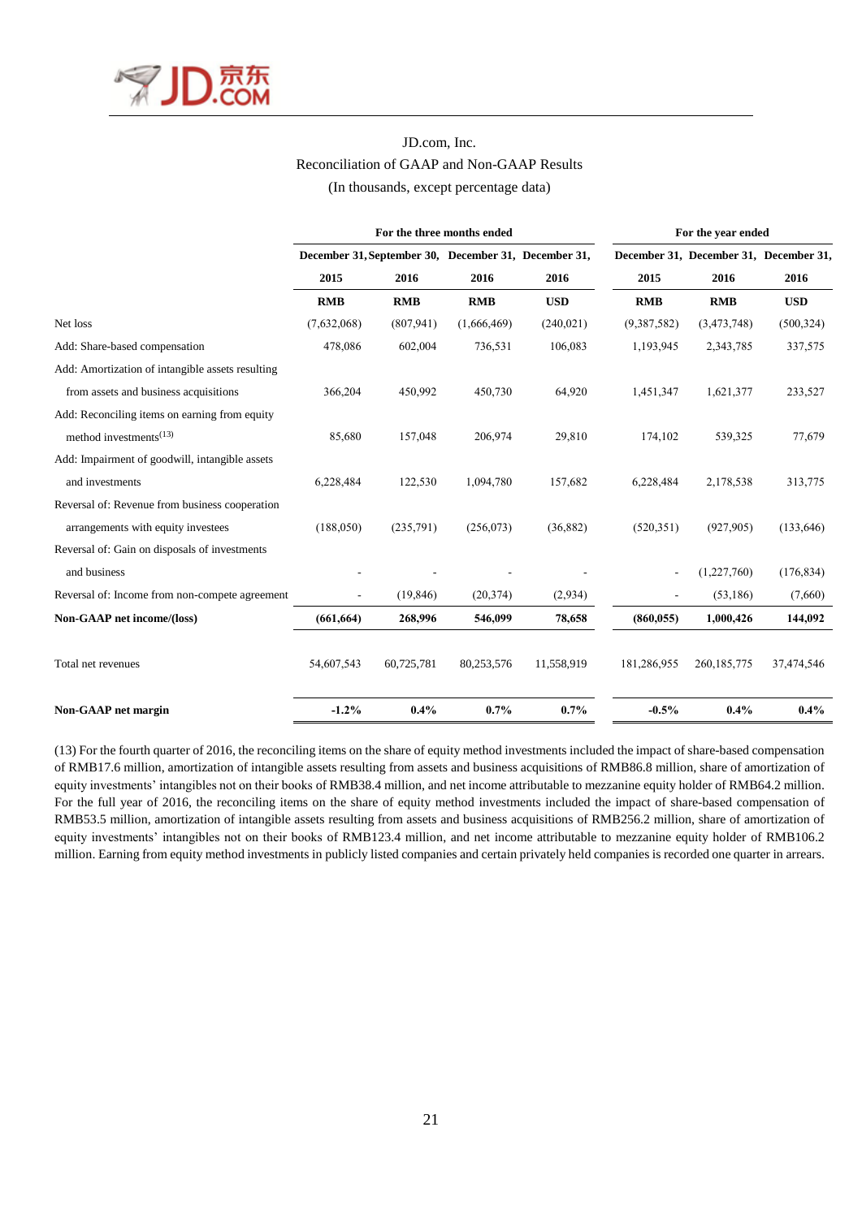JD.com, Inc.
Reconciliation of GAAP and Non-GAAP Results
(In thousands, except percentage data)

| | For the three months ended | | | | For the year ended | | |
|---|---|---|---|---|---|---|---|
| | December 31, 2015 | September 30, 2016 | December 31, 2016 | December 31, 2016 | December 31, 2015 | December 31, 2016 | December 31, 2016 |
| | RMB | RMB | RMB | USD | RMB | RMB | USD |
| Net loss | (7,632,068) | (807,941) | (1,666,469) | (240,021) | (9,387,582) | (3,473,748) | (500,324) |
| Add: Share-based compensation | 478,086 | 602,004 | 736,531 | 106,083 | 1,193,945 | 2,343,785 | 337,575 |
| Add: Amortization of intangible assets resulting from assets and business acquisitions | 366,204 | 450,992 | 450,730 | 64,920 | 1,451,347 | 1,621,377 | 233,527 |
| Add: Reconciling items on earning from equity method investments[13] | 85,680 | 157,048 | 206,974 | 29,810 | 174,102 | 539,325 | 77,679 |
| Add: Impairment of goodwill, intangible assets and investments | 6,228,484 | 122,530 | 1,094,780 | 157,682 | 6,228,484 | 2,178,538 | 313,775 |
| Reversal of: Revenue from business cooperation arrangements with equity investees | (188,050) | (235,791) | (256,073) | (36,882) | (520,351) | (927,905) | (133,646) |
| Reversal of: Gain on disposals of investments and business | - | - | - | - | - | (1,227,760) | (176,834) |
| Reversal of: Income from non-compete agreement | - | (19,846) | (20,374) | (2,934) | - | (53,186) | (7,660) |
| **Non-GAAP net income/(loss)** | **(661,664)** | **268,996** | **546,099** | **78,658** | **(860,055)** | **1,000,426** | **144,092** |
| Total net revenues | 54,607,543 | 60,725,781 | 80,253,576 | 11,558,919 | 181,286,955 | 260,185,775 | 37,474,546 |
| **Non-GAAP net margin** | **-1.2%** | **0.4%** | **0.7%** | **0.7%** | **-0.5%** | **0.4%** | **0.4%** |

(13) For the fourth quarter of 2016, the reconciling items on the share of equity method investments included the impact of share-based compensation of RMB17.6 million, amortization of intangible assets resulting from assets and business acquisitions of RMB86.8 million, share of amortization of equity investments' intangibles not on their books of RMB38.4 million, and net income attributable to mezzanine equity holder of RMB64.2 million. For the full year of 2016, the reconciling items on the share of equity method investments included the impact of share-based compensation of RMB53.5 million, amortization of intangible assets resulting from assets and business acquisitions of RMB256.2 million, share of amortization of equity investments' intangibles not on their books of RMB123.4 million, and net income attributable to mezzanine equity holder of RMB106.2 million. Earning from equity method investments in publicly listed companies and certain privately held companies is recorded one quarter in arrears.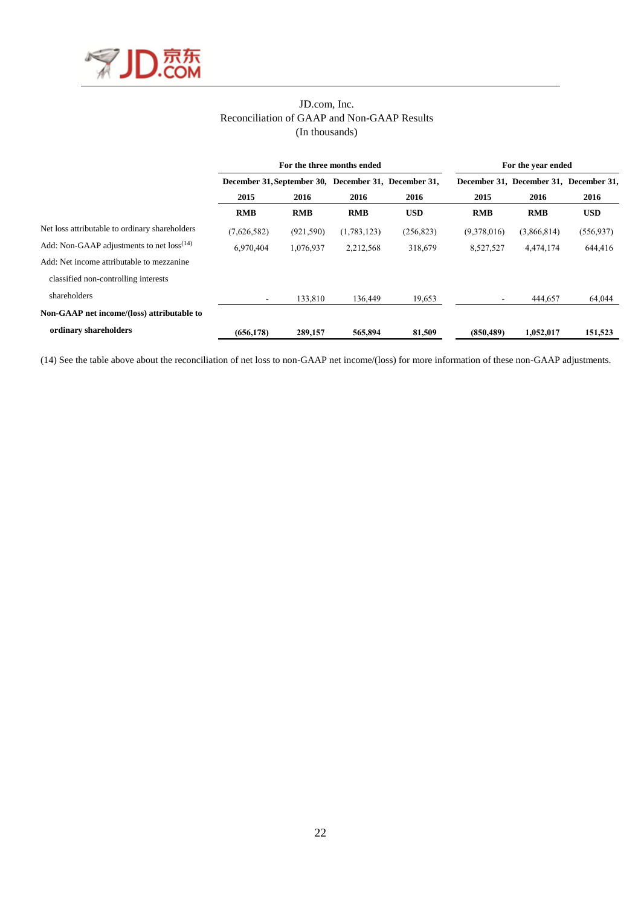JD.com, Inc.
Reconciliation of GAAP and Non-GAAP Results
(In thousands)

| | For the three months ended | | | | For the year ended | | |
|---|---|---|---|---|---|---|---|
| | December 31, 2015 | September 30, 2016 | December 31, 2016 | December 31, 2016 | December 31, 2015 | December 31, 2016 | December 31, 2016 |
| | RMB | RMB | RMB | USD | RMB | RMB | USD |
| Net loss attributable to ordinary shareholders | (7,626,582) | (921,590) | (1,783,123) | (256,823) | (9,378,016) | (3,866,814) | (556,937) |
| Add: Non-GAAP adjustments to net loss[14] | 6,970,404 | 1,076,937 | 2,212,568 | 318,679 | 8,527,527 | 4,474,174 | 644,416 |
| Add: Net income attributable to mezzanine classified non-controlling interests shareholders | - | 133,810 | 136,449 | 19,653 | - | 444,657 | 64,044 |
| **Non-GAAP net income/(loss) attributable to ordinary shareholders** | **(656,178)** | **289,157** | **565,894** | **81,509** | **(850,489)** | **1,052,017** | **151,523** |

(14) See the table above about the reconciliation of net loss to non-GAAP net income/(loss) for more information of these non-GAAP adjustments.